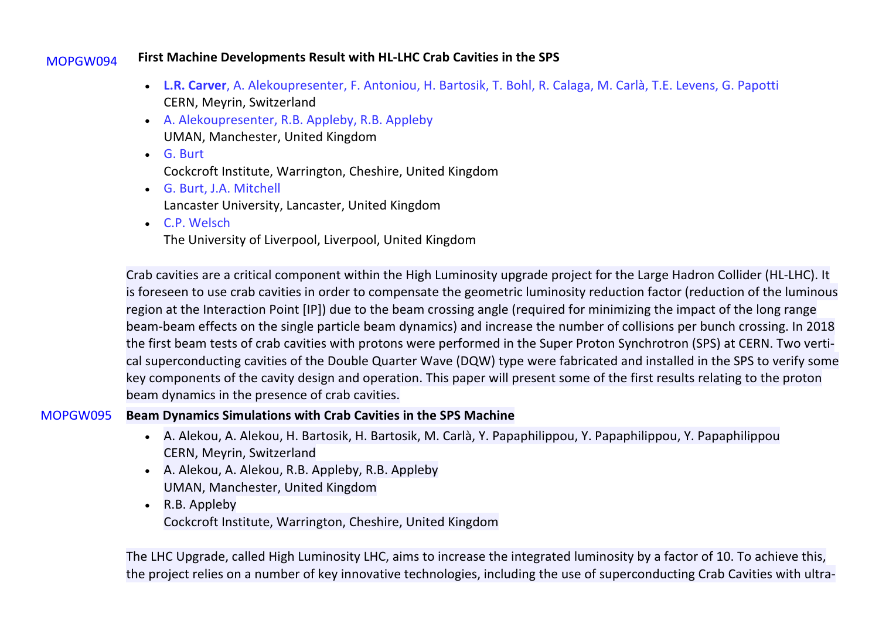MOPGW094 **First Machine Developments Result with HL-LHC Crab Cavities in the SPS**

- **L.R. Carver**, A. Alekoupresenter, F. Antoniou, H. Bartosik, T. Bohl, R. Calaga, M. Carlà, T.E. Levens, G. Papotti
  CERN, Meyrin, Switzerland
- A. Alekoupresenter, R.B. Appleby, R.B. Appleby
  UMAN, Manchester, United Kingdom
- G. Burt
  Cockcroft Institute, Warrington, Cheshire, United Kingdom
- G. Burt, J.A. Mitchell
  Lancaster University, Lancaster, United Kingdom
- C.P. Welsch
  The University of Liverpool, Liverpool, United Kingdom

Crab cavities are a critical component within the High Luminosity upgrade project for the Large Hadron Collider (HL-LHC). It is foreseen to use crab cavities in order to compensate the geometric luminosity reduction factor (reduction of the luminous region at the Interaction Point [IP]) due to the beam crossing angle (required for minimizing the impact of the long range beam-beam effects on the single particle beam dynamics) and increase the number of collisions per bunch crossing. In 2018 the first beam tests of crab cavities with protons were performed in the Super Proton Synchrotron (SPS) at CERN. Two vertical superconducting cavities of the Double Quarter Wave (DQW) type were fabricated and installed in the SPS to verify some key components of the cavity design and operation. This paper will present some of the first results relating to the proton beam dynamics in the presence of crab cavities.

MOPGW095 **Beam Dynamics Simulations with Crab Cavities in the SPS Machine**

- A. Alekou, A. Alekou, H. Bartosik, H. Bartosik, M. Carlà, Y. Papaphilippou, Y. Papaphilippou, Y. Papaphilippou
  CERN, Meyrin, Switzerland
- A. Alekou, A. Alekou, R.B. Appleby, R.B. Appleby
  UMAN, Manchester, United Kingdom
- R.B. Appleby
  Cockcroft Institute, Warrington, Cheshire, United Kingdom

The LHC Upgrade, called High Luminosity LHC, aims to increase the integrated luminosity by a factor of 10. To achieve this, the project relies on a number of key innovative technologies, including the use of superconducting Crab Cavities with ultra-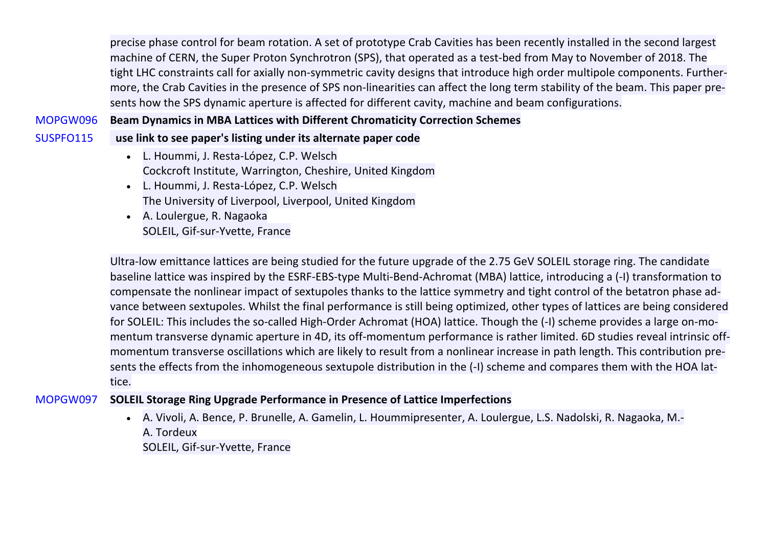precise phase control for beam rotation. A set of prototype Crab Cavities has been recently installed in the second largest machine of CERN, the Super Proton Synchrotron (SPS), that operated as a test-bed from May to November of 2018. The tight LHC constraints call for axially non-symmetric cavity designs that introduce high order multipole components. Furthermore, the Crab Cavities in the presence of SPS non-linearities can affect the long term stability of the beam. This paper presents how the SPS dynamic aperture is affected for different cavity, machine and beam configurations.

MOPGW096 **Beam Dynamics in MBA Lattices with Different Chromaticity Correction Schemes**

SUSPFO115 **use link to see paper's listing under its alternate paper code**

- L. Hoummi, J. Resta-López, C.P. Welsch
  Cockcroft Institute, Warrington, Cheshire, United Kingdom
- L. Hoummi, J. Resta-López, C.P. Welsch
  The University of Liverpool, Liverpool, United Kingdom
- A. Loulergue, R. Nagaoka
  SOLEIL, Gif-sur-Yvette, France

Ultra-low emittance lattices are being studied for the future upgrade of the 2.75 GeV SOLEIL storage ring. The candidate baseline lattice was inspired by the ESRF-EBS-type Multi-Bend-Achromat (MBA) lattice, introducing a (-I) transformation to compensate the nonlinear impact of sextupoles thanks to the lattice symmetry and tight control of the betatron phase advance between sextupoles. Whilst the final performance is still being optimized, other types of lattices are being considered for SOLEIL: This includes the so-called High-Order Achromat (HOA) lattice. Though the (-I) scheme provides a large on-momentum transverse dynamic aperture in 4D, its off-momentum performance is rather limited. 6D studies reveal intrinsic off-momentum transverse oscillations which are likely to result from a nonlinear increase in path length. This contribution presents the effects from the inhomogeneous sextupole distribution in the (-I) scheme and compares them with the HOA lattice.

MOPGW097 **SOLEIL Storage Ring Upgrade Performance in Presence of Lattice Imperfections**

- A. Vivoli, A. Bence, P. Brunelle, A. Gamelin, L. Hoummipresenter, A. Loulergue, L.S. Nadolski, R. Nagaoka, M.-A. Tordeux
  SOLEIL, Gif-sur-Yvette, France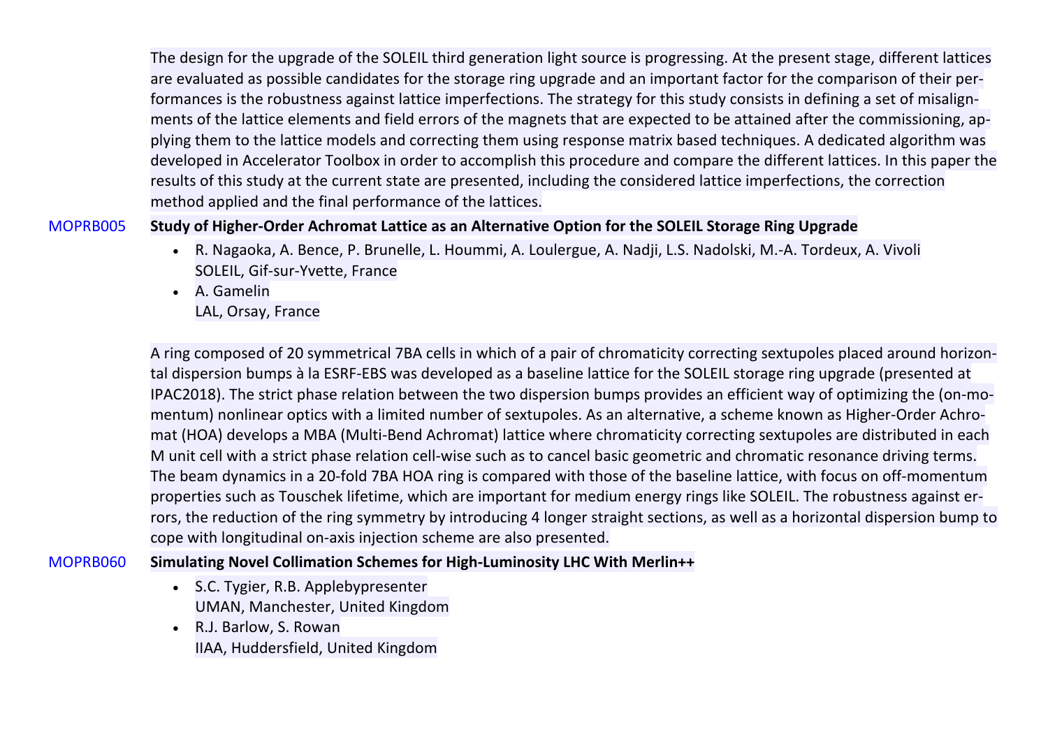The design for the upgrade of the SOLEIL third generation light source is progressing. At the present stage, different lattices are evaluated as possible candidates for the storage ring upgrade and an important factor for the comparison of their performances is the robustness against lattice imperfections. The strategy for this study consists in defining a set of misalignments of the lattice elements and field errors of the magnets that are expected to be attained after the commissioning, applying them to the lattice models and correcting them using response matrix based techniques. A dedicated algorithm was developed in Accelerator Toolbox in order to accomplish this procedure and compare the different lattices. In this paper the results of this study at the current state are presented, including the considered lattice imperfections, the correction method applied and the final performance of the lattices.

MOPRB005 **Study of Higher-Order Achromat Lattice as an Alternative Option for the SOLEIL Storage Ring Upgrade**

- R. Nagaoka, A. Bence, P. Brunelle, L. Hoummi, A. Loulergue, A. Nadji, L.S. Nadolski, M.-A. Tordeux, A. Vivoli
  SOLEIL, Gif-sur-Yvette, France
- A. Gamelin
  LAL, Orsay, France

A ring composed of 20 symmetrical 7BA cells in which of a pair of chromaticity correcting sextupoles placed around horizontal dispersion bumps à la ESRF-EBS was developed as a baseline lattice for the SOLEIL storage ring upgrade (presented at IPAC2018). The strict phase relation between the two dispersion bumps provides an efficient way of optimizing the (on-momentum) nonlinear optics with a limited number of sextupoles. As an alternative, a scheme known as Higher-Order Achromat (HOA) develops a MBA (Multi-Bend Achromat) lattice where chromaticity correcting sextupoles are distributed in each M unit cell with a strict phase relation cell-wise such as to cancel basic geometric and chromatic resonance driving terms. The beam dynamics in a 20-fold 7BA HOA ring is compared with those of the baseline lattice, with focus on off-momentum properties such as Touschek lifetime, which are important for medium energy rings like SOLEIL. The robustness against errors, the reduction of the ring symmetry by introducing 4 longer straight sections, as well as a horizontal dispersion bump to cope with longitudinal on-axis injection scheme are also presented.

MOPRB060 **Simulating Novel Collimation Schemes for High-Luminosity LHC With Merlin++**

- S.C. Tygier, R.B. Applebypresenter
  UMAN, Manchester, United Kingdom
- R.J. Barlow, S. Rowan
  IIAA, Huddersfield, United Kingdom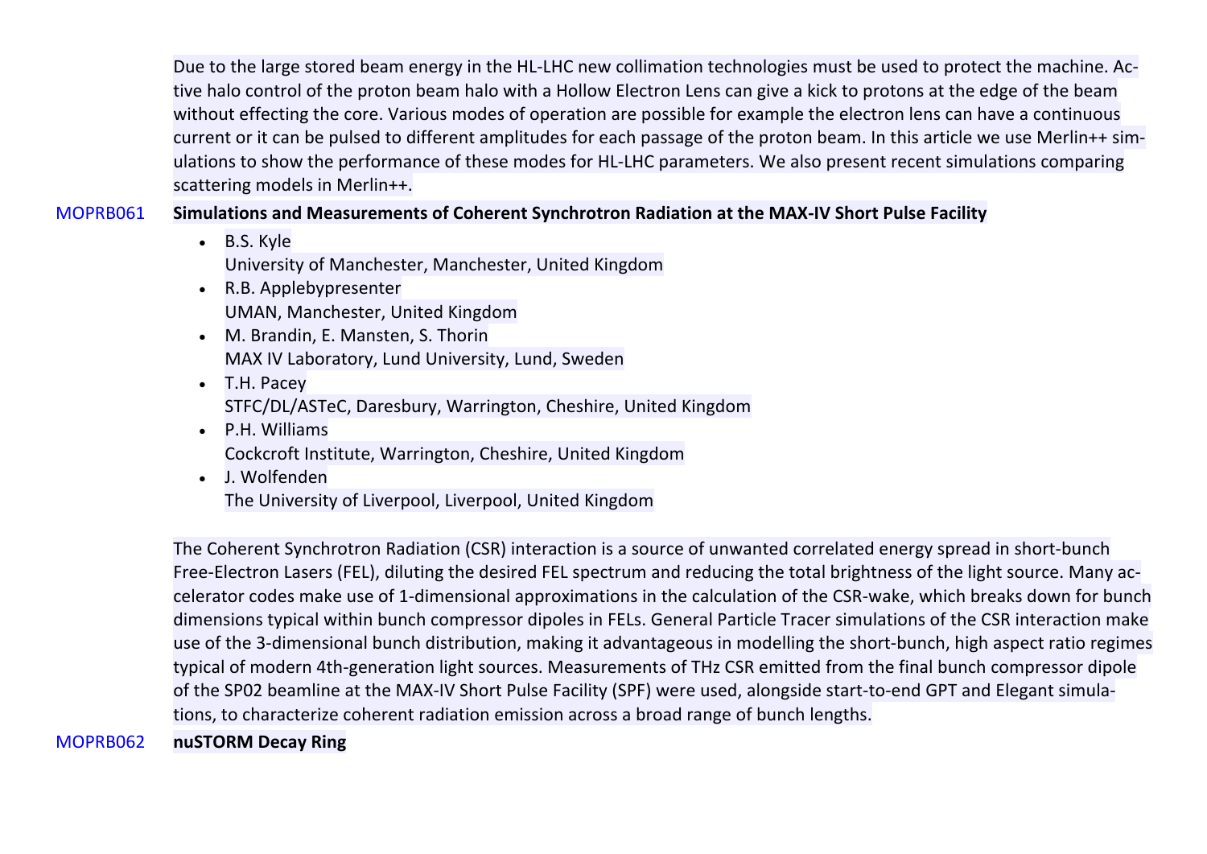Due to the large stored beam energy in the HL-LHC new collimation technologies must be used to protect the machine. Active halo control of the proton beam halo with a Hollow Electron Lens can give a kick to protons at the edge of the beam without effecting the core. Various modes of operation are possible for example the electron lens can have a continuous current or it can be pulsed to different amplitudes for each passage of the proton beam. In this article we use Merlin++ simulations to show the performance of these modes for HL-LHC parameters. We also present recent simulations comparing scattering models in Merlin++.

MOPRB061 **Simulations and Measurements of Coherent Synchrotron Radiation at the MAX-IV Short Pulse Facility**

- B.S. Kyle
  University of Manchester, Manchester, United Kingdom
- R.B. Applebypresenter
  UMAN, Manchester, United Kingdom
- M. Brandin, E. Mansten, S. Thorin
  MAX IV Laboratory, Lund University, Lund, Sweden
- T.H. Pacey
  STFC/DL/ASTeC, Daresbury, Warrington, Cheshire, United Kingdom
- P.H. Williams
  Cockcroft Institute, Warrington, Cheshire, United Kingdom
- J. Wolfenden
  The University of Liverpool, Liverpool, United Kingdom

The Coherent Synchrotron Radiation (CSR) interaction is a source of unwanted correlated energy spread in short-bunch Free-Electron Lasers (FEL), diluting the desired FEL spectrum and reducing the total brightness of the light source. Many accelerator codes make use of 1-dimensional approximations in the calculation of the CSR-wake, which breaks down for bunch dimensions typical within bunch compressor dipoles in FELs. General Particle Tracer simulations of the CSR interaction make use of the 3-dimensional bunch distribution, making it advantageous in modelling the short-bunch, high aspect ratio regimes typical of modern 4th-generation light sources. Measurements of THz CSR emitted from the final bunch compressor dipole of the SP02 beamline at the MAX-IV Short Pulse Facility (SPF) were used, alongside start-to-end GPT and Elegant simulations, to characterize coherent radiation emission across a broad range of bunch lengths.

MOPRB062 **nuSTORM Decay Ring**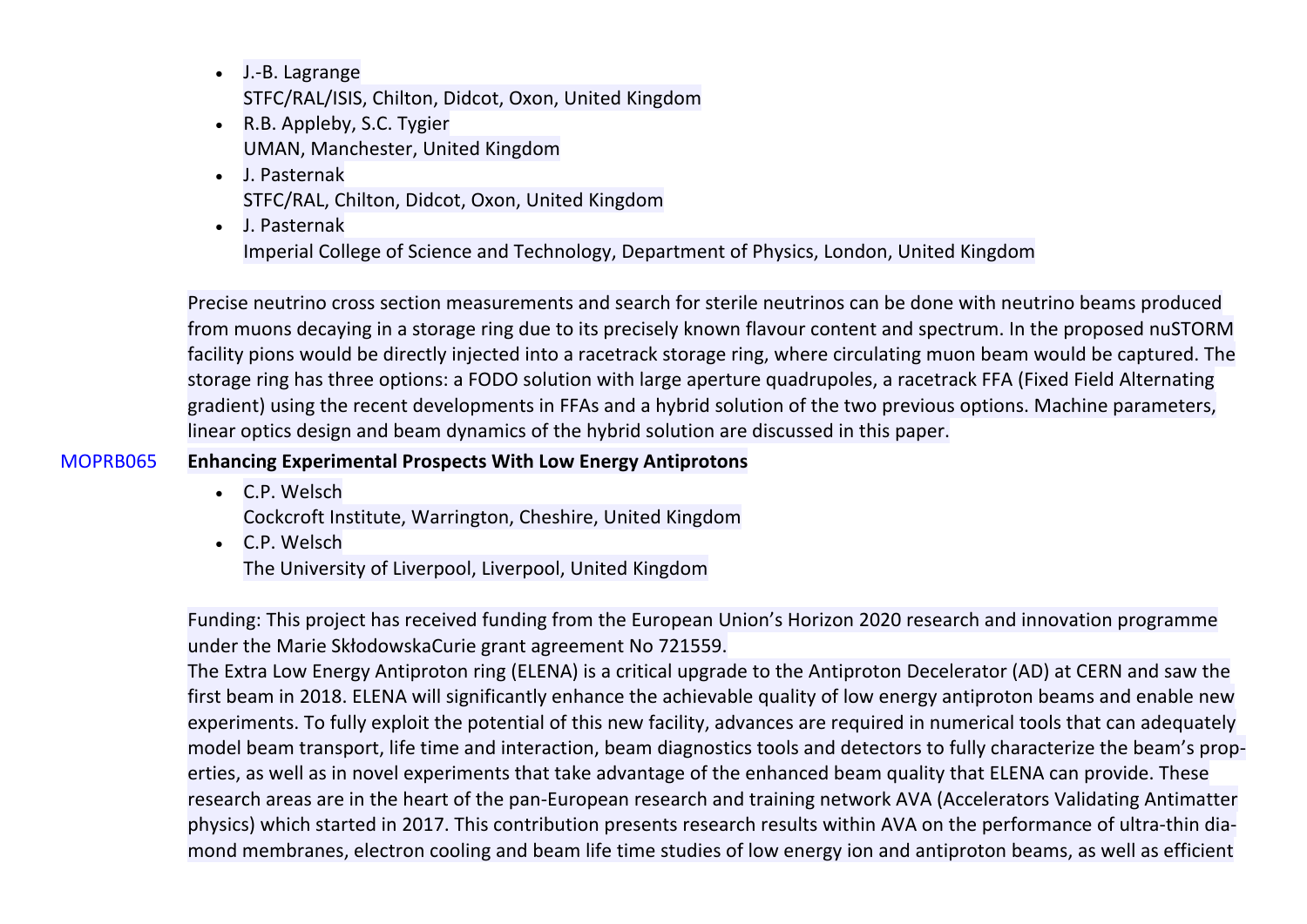- J.-B. Lagrange
  STFC/RAL/ISIS, Chilton, Didcot, Oxon, United Kingdom
- R.B. Appleby, S.C. Tygier
  UMAN, Manchester, United Kingdom
- J. Pasternak
  STFC/RAL, Chilton, Didcot, Oxon, United Kingdom
- J. Pasternak
  Imperial College of Science and Technology, Department of Physics, London, United Kingdom

Precise neutrino cross section measurements and search for sterile neutrinos can be done with neutrino beams produced from muons decaying in a storage ring due to its precisely known flavour content and spectrum. In the proposed nuSTORM facility pions would be directly injected into a racetrack storage ring, where circulating muon beam would be captured. The storage ring has three options: a FODO solution with large aperture quadrupoles, a racetrack FFA (Fixed Field Alternating gradient) using the recent developments in FFAs and a hybrid solution of the two previous options. Machine parameters, linear optics design and beam dynamics of the hybrid solution are discussed in this paper.

MOPRB065 **Enhancing Experimental Prospects With Low Energy Antiprotons**

- C.P. Welsch
  Cockcroft Institute, Warrington, Cheshire, United Kingdom
- C.P. Welsch
  The University of Liverpool, Liverpool, United Kingdom

Funding: This project has received funding from the European Union's Horizon 2020 research and innovation programme under the Marie SkłodowskaCurie grant agreement No 721559.
The Extra Low Energy Antiproton ring (ELENA) is a critical upgrade to the Antiproton Decelerator (AD) at CERN and saw the first beam in 2018. ELENA will significantly enhance the achievable quality of low energy antiproton beams and enable new experiments. To fully exploit the potential of this new facility, advances are required in numerical tools that can adequately model beam transport, life time and interaction, beam diagnostics tools and detectors to fully characterize the beam's properties, as well as in novel experiments that take advantage of the enhanced beam quality that ELENA can provide. These research areas are in the heart of the pan-European research and training network AVA (Accelerators Validating Antimatter physics) which started in 2017. This contribution presents research results within AVA on the performance of ultra-thin diamond membranes, electron cooling and beam life time studies of low energy ion and antiproton beams, as well as efficient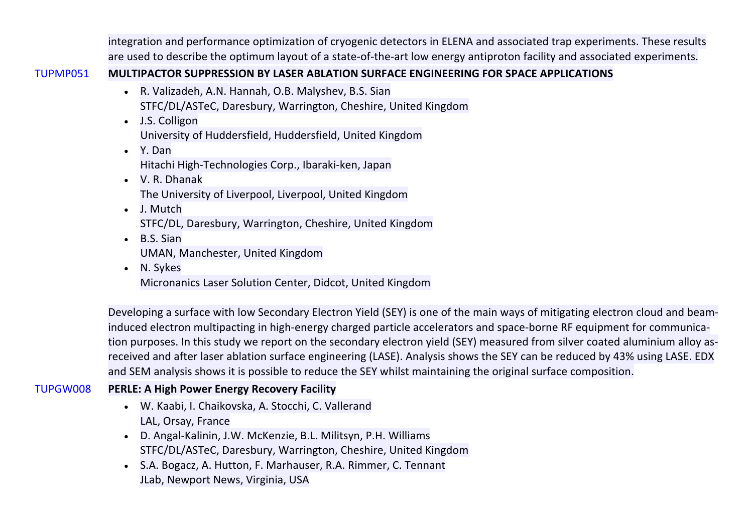integration and performance optimization of cryogenic detectors in ELENA and associated trap experiments. These results are used to describe the optimum layout of a state-of-the-art low energy antiproton facility and associated experiments.

TUPMP051 **MULTIPACTOR SUPPRESSION BY LASER ABLATION SURFACE ENGINEERING FOR SPACE APPLICATIONS**

- R. Valizadeh, A.N. Hannah, O.B. Malyshev, B.S. Sian
  STFC/DL/ASTeC, Daresbury, Warrington, Cheshire, United Kingdom
- J.S. Colligon
  University of Huddersfield, Huddersfield, United Kingdom
- Y. Dan
  Hitachi High-Technologies Corp., Ibaraki-ken, Japan
- V. R. Dhanak
  The University of Liverpool, Liverpool, United Kingdom
- J. Mutch
  STFC/DL, Daresbury, Warrington, Cheshire, United Kingdom
- B.S. Sian
  UMAN, Manchester, United Kingdom
- N. Sykes
  Micronanics Laser Solution Center, Didcot, United Kingdom

Developing a surface with low Secondary Electron Yield (SEY) is one of the main ways of mitigating electron cloud and beam-induced electron multipacting in high-energy charged particle accelerators and space-borne RF equipment for communication purposes. In this study we report on the secondary electron yield (SEY) measured from silver coated aluminium alloy as-received and after laser ablation surface engineering (LASE). Analysis shows the SEY can be reduced by 43% using LASE. EDX and SEM analysis shows it is possible to reduce the SEY whilst maintaining the original surface composition.

TUPGW008 **PERLE: A High Power Energy Recovery Facility**

- W. Kaabi, I. Chaikovska, A. Stocchi, C. Vallerand
  LAL, Orsay, France
- D. Angal-Kalinin, J.W. McKenzie, B.L. Militsyn, P.H. Williams
  STFC/DL/ASTeC, Daresbury, Warrington, Cheshire, United Kingdom
- S.A. Bogacz, A. Hutton, F. Marhauser, R.A. Rimmer, C. Tennant
  JLab, Newport News, Virginia, USA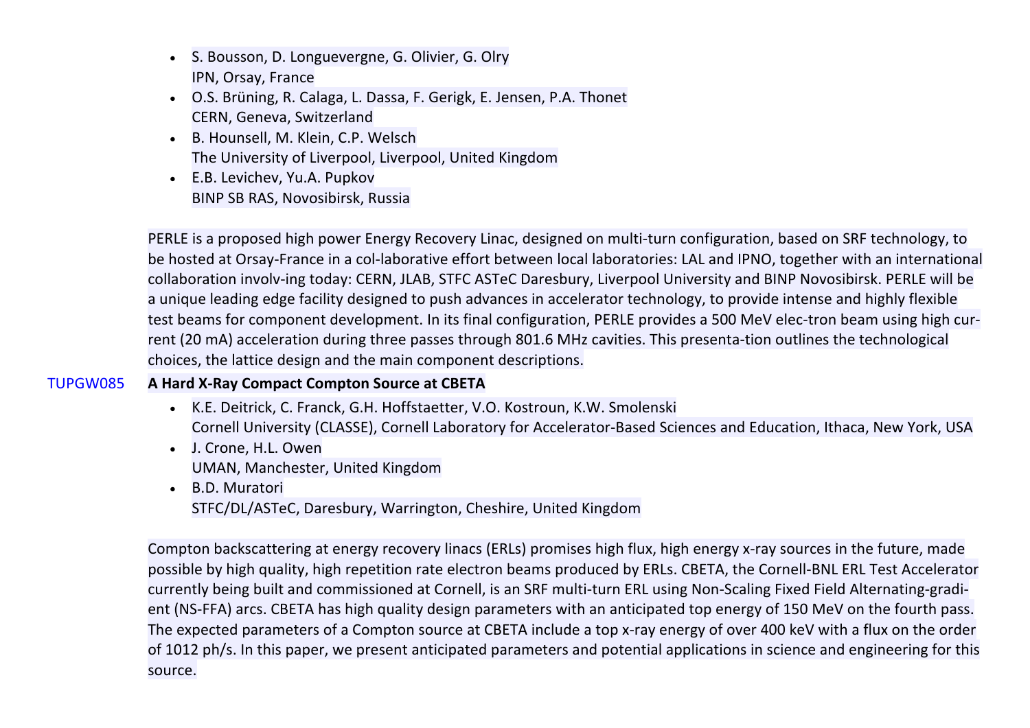- S. Bousson, D. Longuevergne, G. Olivier, G. Olry
  IPN, Orsay, France
- O.S. Brüning, R. Calaga, L. Dassa, F. Gerigk, E. Jensen, P.A. Thonet
  CERN, Geneva, Switzerland
- B. Hounsell, M. Klein, C.P. Welsch
  The University of Liverpool, Liverpool, United Kingdom
- E.B. Levichev, Yu.A. Pupkov
  BINP SB RAS, Novosibirsk, Russia

PERLE is a proposed high power Energy Recovery Linac, designed on multi-turn configuration, based on SRF technology, to be hosted at Orsay-France in a col-laborative effort between local laboratories: LAL and IPNO, together with an international collaboration involv-ing today: CERN, JLAB, STFC ASTeC Daresbury, Liverpool University and BINP Novosibirsk. PERLE will be a unique leading edge facility designed to push advances in accelerator technology, to provide intense and highly flexible test beams for component development. In its final configuration, PERLE provides a 500 MeV elec-tron beam using high cur-rent (20 mA) acceleration during three passes through 801.6 MHz cavities. This presenta-tion outlines the technological choices, the lattice design and the main component descriptions.

TUPGW085 **A Hard X-Ray Compact Compton Source at CBETA**

- K.E. Deitrick, C. Franck, G.H. Hoffstaetter, V.O. Kostroun, K.W. Smolenski
  Cornell University (CLASSE), Cornell Laboratory for Accelerator-Based Sciences and Education, Ithaca, New York, USA
- J. Crone, H.L. Owen
  UMAN, Manchester, United Kingdom
- B.D. Muratori
  STFC/DL/ASTeC, Daresbury, Warrington, Cheshire, United Kingdom

Compton backscattering at energy recovery linacs (ERLs) promises high flux, high energy x-ray sources in the future, made possible by high quality, high repetition rate electron beams produced by ERLs. CBETA, the Cornell-BNL ERL Test Accelerator currently being built and commissioned at Cornell, is an SRF multi-turn ERL using Non-Scaling Fixed Field Alternating-gradi-ent (NS-FFA) arcs. CBETA has high quality design parameters with an anticipated top energy of 150 MeV on the fourth pass. The expected parameters of a Compton source at CBETA include a top x-ray energy of over 400 keV with a flux on the order of 1012 ph/s. In this paper, we present anticipated parameters and potential applications in science and engineering for this source.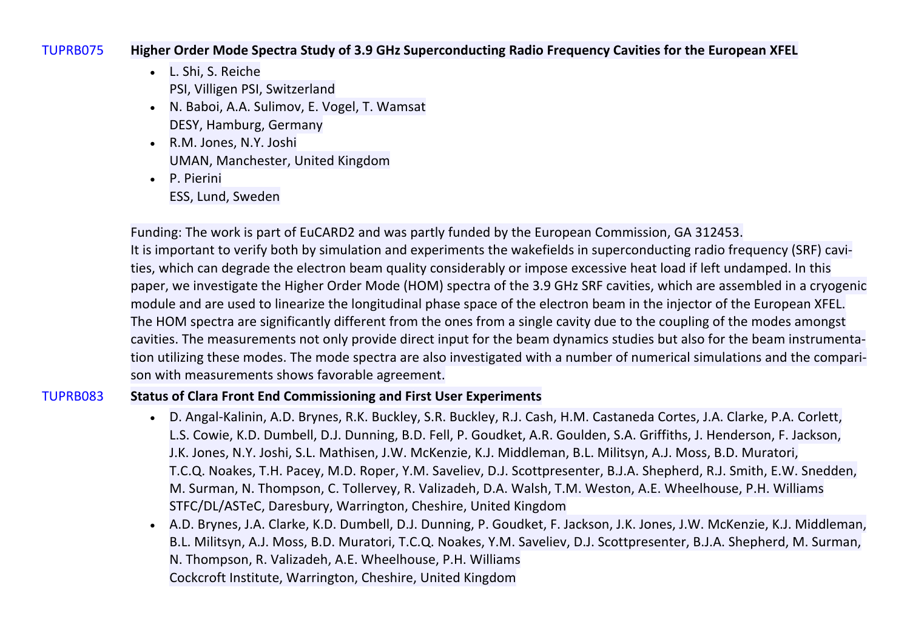TUPRB075 **Higher Order Mode Spectra Study of 3.9 GHz Superconducting Radio Frequency Cavities for the European XFEL**

- L. Shi, S. Reiche
  PSI, Villigen PSI, Switzerland
- N. Baboi, A.A. Sulimov, E. Vogel, T. Wamsat
  DESY, Hamburg, Germany
- R.M. Jones, N.Y. Joshi
  UMAN, Manchester, United Kingdom
- P. Pierini
  ESS, Lund, Sweden

Funding: The work is part of EuCARD2 and was partly funded by the European Commission, GA 312453.
It is important to verify both by simulation and experiments the wakefields in superconducting radio frequency (SRF) cavities, which can degrade the electron beam quality considerably or impose excessive heat load if left undamped. In this paper, we investigate the Higher Order Mode (HOM) spectra of the 3.9 GHz SRF cavities, which are assembled in a cryogenic module and are used to linearize the longitudinal phase space of the electron beam in the injector of the European XFEL. The HOM spectra are significantly different from the ones from a single cavity due to the coupling of the modes amongst cavities. The measurements not only provide direct input for the beam dynamics studies but also for the beam instrumentation utilizing these modes. The mode spectra are also investigated with a number of numerical simulations and the comparison with measurements shows favorable agreement.

TUPRB083 **Status of Clara Front End Commissioning and First User Experiments**

- D. Angal-Kalinin, A.D. Brynes, R.K. Buckley, S.R. Buckley, R.J. Cash, H.M. Castaneda Cortes, J.A. Clarke, P.A. Corlett, L.S. Cowie, K.D. Dumbell, D.J. Dunning, B.D. Fell, P. Goudket, A.R. Goulden, S.A. Griffiths, J. Henderson, F. Jackson, J.K. Jones, N.Y. Joshi, S.L. Mathisen, J.W. McKenzie, K.J. Middleman, B.L. Militsyn, A.J. Moss, B.D. Muratori, T.C.Q. Noakes, T.H. Pacey, M.D. Roper, Y.M. Saveliev, D.J. Scottpresenter, B.J.A. Shepherd, R.J. Smith, E.W. Snedden, M. Surman, N. Thompson, C. Tollervey, R. Valizadeh, D.A. Walsh, T.M. Weston, A.E. Wheelhouse, P.H. Williams
  STFC/DL/ASTeC, Daresbury, Warrington, Cheshire, United Kingdom
- A.D. Brynes, J.A. Clarke, K.D. Dumbell, D.J. Dunning, P. Goudket, F. Jackson, J.K. Jones, J.W. McKenzie, K.J. Middleman, B.L. Militsyn, A.J. Moss, B.D. Muratori, T.C.Q. Noakes, Y.M. Saveliev, D.J. Scottpresenter, B.J.A. Shepherd, M. Surman, N. Thompson, R. Valizadeh, A.E. Wheelhouse, P.H. Williams
  Cockcroft Institute, Warrington, Cheshire, United Kingdom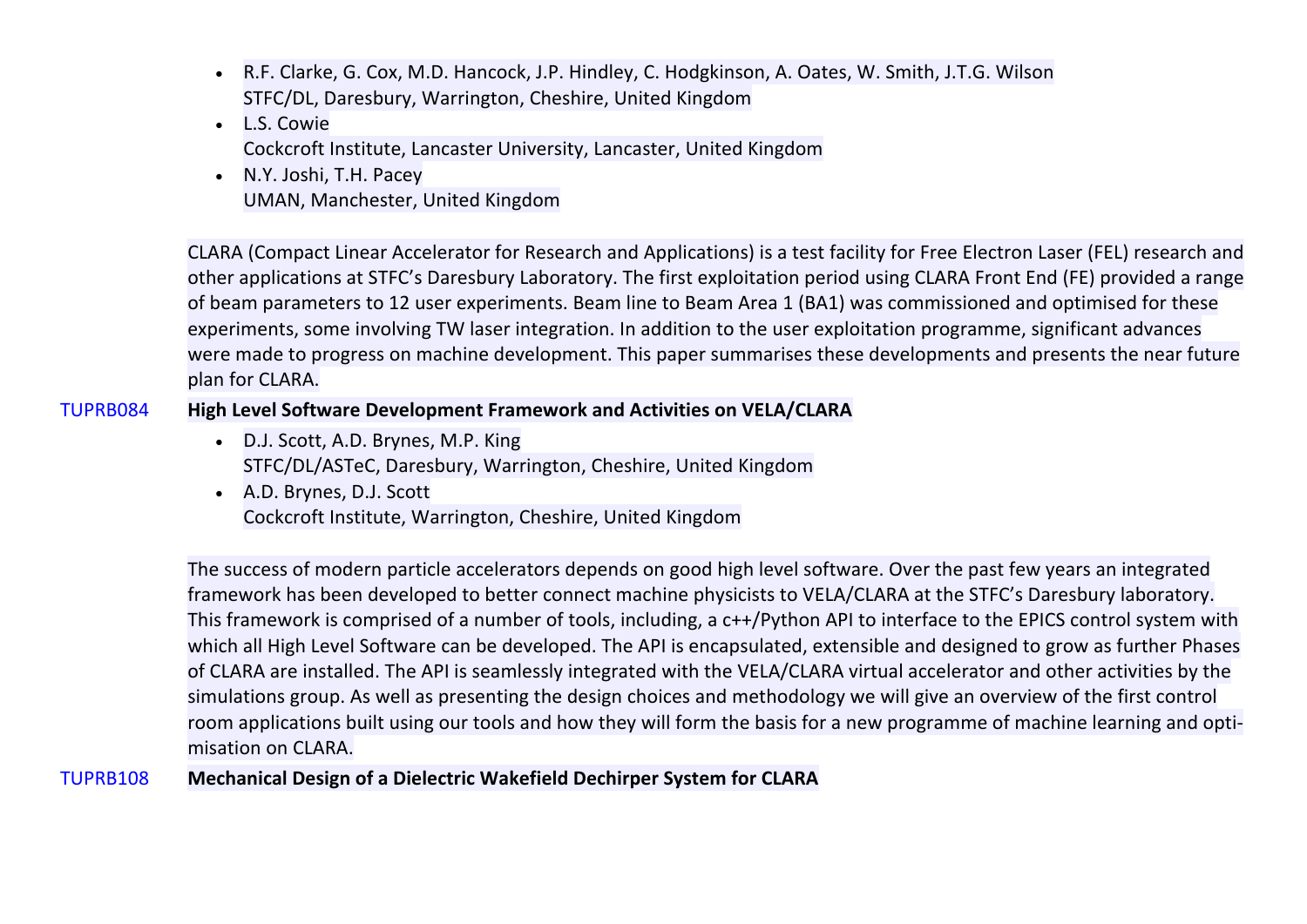- R.F. Clarke, G. Cox, M.D. Hancock, J.P. Hindley, C. Hodgkinson, A. Oates, W. Smith, J.T.G. Wilson
  STFC/DL, Daresbury, Warrington, Cheshire, United Kingdom
- L.S. Cowie
  Cockcroft Institute, Lancaster University, Lancaster, United Kingdom
- N.Y. Joshi, T.H. Pacey
  UMAN, Manchester, United Kingdom

CLARA (Compact Linear Accelerator for Research and Applications) is a test facility for Free Electron Laser (FEL) research and other applications at STFC's Daresbury Laboratory. The first exploitation period using CLARA Front End (FE) provided a range of beam parameters to 12 user experiments. Beam line to Beam Area 1 (BA1) was commissioned and optimised for these experiments, some involving TW laser integration. In addition to the user exploitation programme, significant advances were made to progress on machine development. This paper summarises these developments and presents the near future plan for CLARA.

TUPRB084 **High Level Software Development Framework and Activities on VELA/CLARA**

- D.J. Scott, A.D. Brynes, M.P. King
  STFC/DL/ASTeC, Daresbury, Warrington, Cheshire, United Kingdom
- A.D. Brynes, D.J. Scott
  Cockcroft Institute, Warrington, Cheshire, United Kingdom

The success of modern particle accelerators depends on good high level software. Over the past few years an integrated framework has been developed to better connect machine physicists to VELA/CLARA at the STFC's Daresbury laboratory. This framework is comprised of a number of tools, including, a c++/Python API to interface to the EPICS control system with which all High Level Software can be developed. The API is encapsulated, extensible and designed to grow as further Phases of CLARA are installed. The API is seamlessly integrated with the VELA/CLARA virtual accelerator and other activities by the simulations group. As well as presenting the design choices and methodology we will give an overview of the first control room applications built using our tools and how they will form the basis for a new programme of machine learning and optimisation on CLARA.

TUPRB108 **Mechanical Design of a Dielectric Wakefield Dechirper System for CLARA**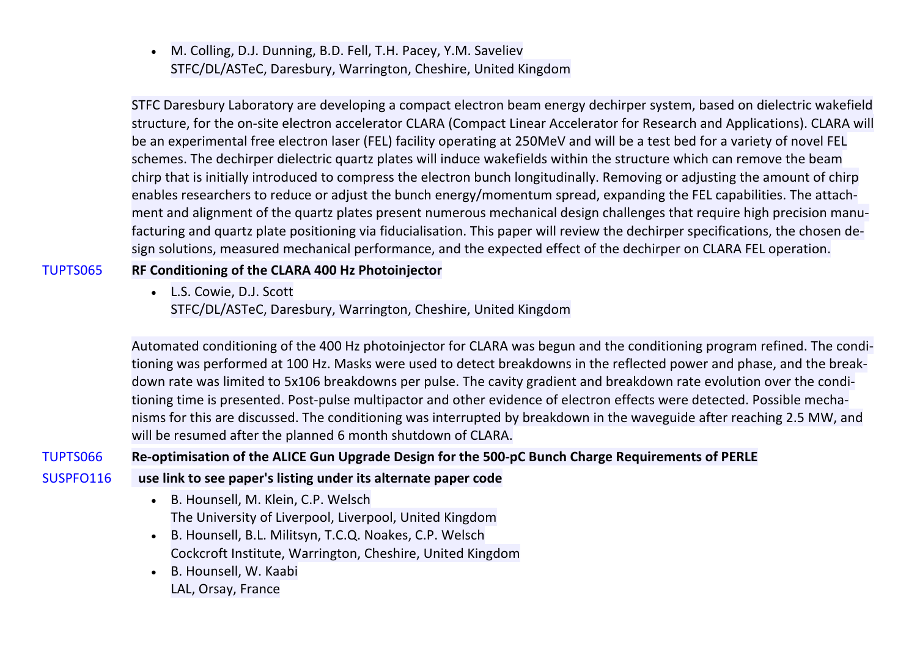- M. Colling, D.J. Dunning, B.D. Fell, T.H. Pacey, Y.M. Saveliev
  STFC/DL/ASTeC, Daresbury, Warrington, Cheshire, United Kingdom

STFC Daresbury Laboratory are developing a compact electron beam energy dechirper system, based on dielectric wakefield structure, for the on-site electron accelerator CLARA (Compact Linear Accelerator for Research and Applications). CLARA will be an experimental free electron laser (FEL) facility operating at 250MeV and will be a test bed for a variety of novel FEL schemes. The dechirper dielectric quartz plates will induce wakefields within the structure which can remove the beam chirp that is initially introduced to compress the electron bunch longitudinally. Removing or adjusting the amount of chirp enables researchers to reduce or adjust the bunch energy/momentum spread, expanding the FEL capabilities. The attachment and alignment of the quartz plates present numerous mechanical design challenges that require high precision manufacturing and quartz plate positioning via fiducialisation. This paper will review the dechirper specifications, the chosen design solutions, measured mechanical performance, and the expected effect of the dechirper on CLARA FEL operation.

TUPTS065 **RF Conditioning of the CLARA 400 Hz Photoinjector**

- L.S. Cowie, D.J. Scott
  STFC/DL/ASTeC, Daresbury, Warrington, Cheshire, United Kingdom

Automated conditioning of the 400 Hz photoinjector for CLARA was begun and the conditioning program refined. The conditioning was performed at 100 Hz. Masks were used to detect breakdowns in the reflected power and phase, and the breakdown rate was limited to 5x106 breakdowns per pulse. The cavity gradient and breakdown rate evolution over the conditioning time is presented. Post-pulse multipactor and other evidence of electron effects were detected. Possible mechanisms for this are discussed. The conditioning was interrupted by breakdown in the waveguide after reaching 2.5 MW, and will be resumed after the planned 6 month shutdown of CLARA.

TUPTS066 **Re-optimisation of the ALICE Gun Upgrade Design for the 500-pC Bunch Charge Requirements of PERLE**

SUSPFO116 **use link to see paper's listing under its alternate paper code**

- B. Hounsell, M. Klein, C.P. Welsch
  The University of Liverpool, Liverpool, United Kingdom
- B. Hounsell, B.L. Militsyn, T.C.Q. Noakes, C.P. Welsch
  Cockcroft Institute, Warrington, Cheshire, United Kingdom
- B. Hounsell, W. Kaabi
  LAL, Orsay, France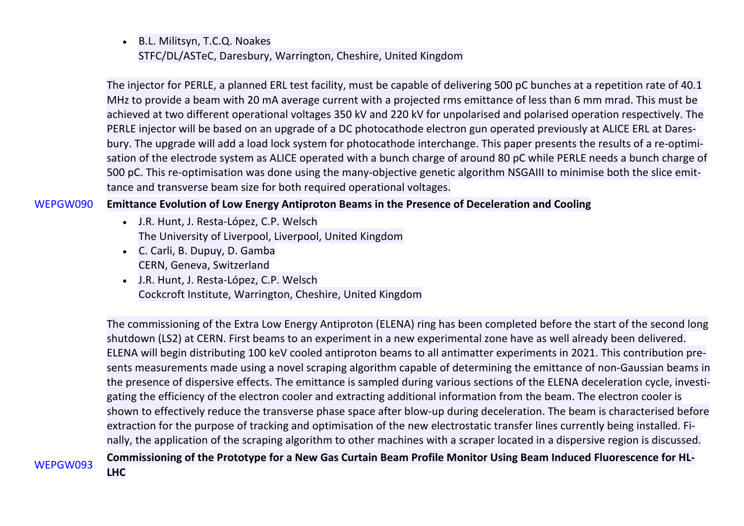- B.L. Militsyn, T.C.Q. Noakes
  STFC/DL/ASTeC, Daresbury, Warrington, Cheshire, United Kingdom

The injector for PERLE, a planned ERL test facility, must be capable of delivering 500 pC bunches at a repetition rate of 40.1 MHz to provide a beam with 20 mA average current with a projected rms emittance of less than 6 mm mrad. This must be achieved at two different operational voltages 350 kV and 220 kV for unpolarised and polarised operation respectively. The PERLE injector will be based on an upgrade of a DC photocathode electron gun operated previously at ALICE ERL at Daresbury. The upgrade will add a load lock system for photocathode interchange. This paper presents the results of a re-optimisation of the electrode system as ALICE operated with a bunch charge of around 80 pC while PERLE needs a bunch charge of 500 pC. This re-optimisation was done using the many-objective genetic algorithm NSGAIII to minimise both the slice emittance and transverse beam size for both required operational voltages.

WEPGW090 **Emittance Evolution of Low Energy Antiproton Beams in the Presence of Deceleration and Cooling**

- J.R. Hunt, J. Resta-López, C.P. Welsch
  The University of Liverpool, Liverpool, United Kingdom
- C. Carli, B. Dupuy, D. Gamba
  CERN, Geneva, Switzerland
- J.R. Hunt, J. Resta-López, C.P. Welsch
  Cockcroft Institute, Warrington, Cheshire, United Kingdom

The commissioning of the Extra Low Energy Antiproton (ELENA) ring has been completed before the start of the second long shutdown (LS2) at CERN. First beams to an experiment in a new experimental zone have as well already been delivered. ELENA will begin distributing 100 keV cooled antiproton beams to all antimatter experiments in 2021. This contribution presents measurements made using a novel scraping algorithm capable of determining the emittance of non-Gaussian beams in the presence of dispersive effects. The emittance is sampled during various sections of the ELENA deceleration cycle, investigating the efficiency of the electron cooler and extracting additional information from the beam. The electron cooler is shown to effectively reduce the transverse phase space after blow-up during deceleration. The beam is characterised before extraction for the purpose of tracking and optimisation of the new electrostatic transfer lines currently being installed. Finally, the application of the scraping algorithm to other machines with a scraper located in a dispersive region is discussed.

WEPGW093 **Commissioning of the Prototype for a New Gas Curtain Beam Profile Monitor Using Beam Induced Fluorescence for HL-LHC**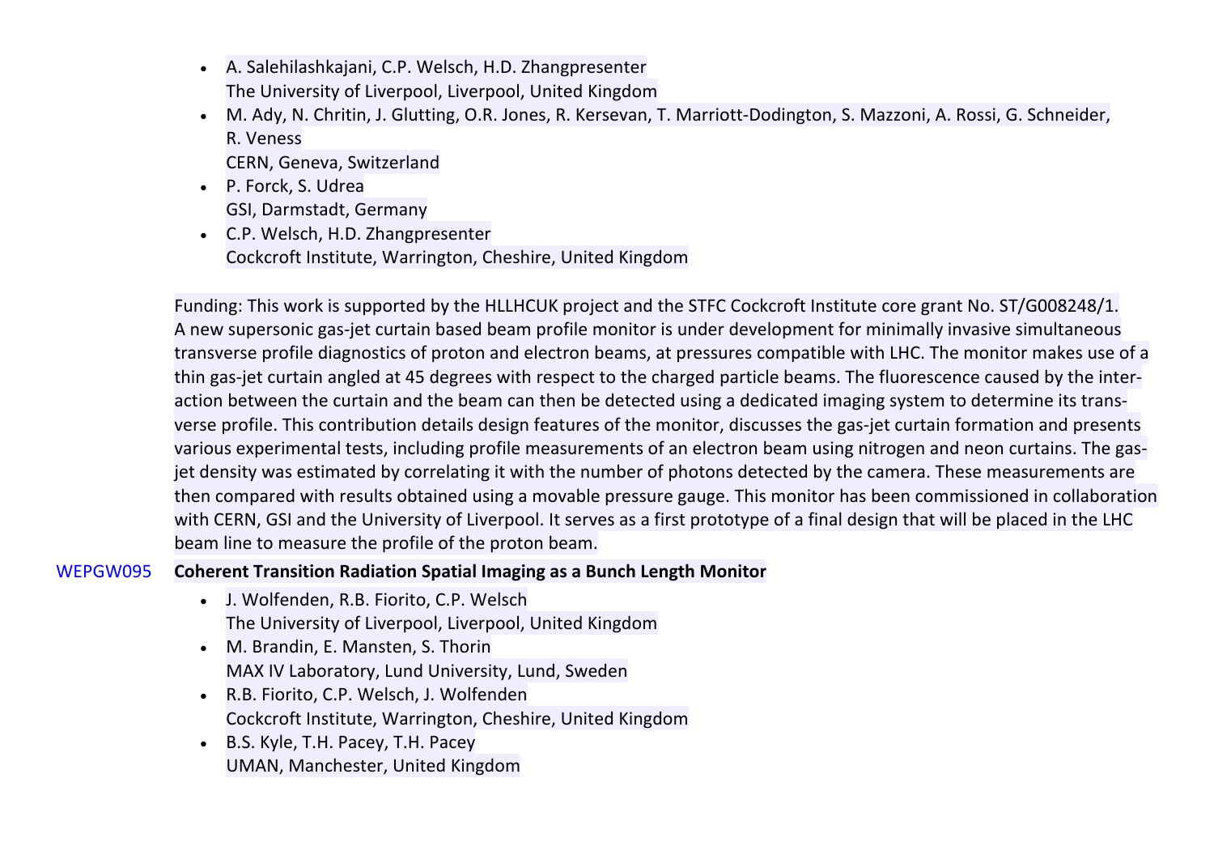- A. Salehilashkajani, C.P. Welsch, H.D. Zhangpresenter
  The University of Liverpool, Liverpool, United Kingdom
- M. Ady, N. Chritin, J. Glutting, O.R. Jones, R. Kersevan, T. Marriott-Dodington, S. Mazzoni, A. Rossi, G. Schneider, R. Veness
  CERN, Geneva, Switzerland
- P. Forck, S. Udrea
  GSI, Darmstadt, Germany
- C.P. Welsch, H.D. Zhangpresenter
  Cockcroft Institute, Warrington, Cheshire, United Kingdom

Funding: This work is supported by the HLLHCUK project and the STFC Cockcroft Institute core grant No. ST/G008248/1.
A new supersonic gas-jet curtain based beam profile monitor is under development for minimally invasive simultaneous transverse profile diagnostics of proton and electron beams, at pressures compatible with LHC. The monitor makes use of a thin gas-jet curtain angled at 45 degrees with respect to the charged particle beams. The fluorescence caused by the interaction between the curtain and the beam can then be detected using a dedicated imaging system to determine its transverse profile. This contribution details design features of the monitor, discusses the gas-jet curtain formation and presents various experimental tests, including profile measurements of an electron beam using nitrogen and neon curtains. The gas-jet density was estimated by correlating it with the number of photons detected by the camera. These measurements are then compared with results obtained using a movable pressure gauge. This monitor has been commissioned in collaboration with CERN, GSI and the University of Liverpool. It serves as a first prototype of a final design that will be placed in the LHC beam line to measure the profile of the proton beam.

WEPGW095 **Coherent Transition Radiation Spatial Imaging as a Bunch Length Monitor**

- J. Wolfenden, R.B. Fiorito, C.P. Welsch
  The University of Liverpool, Liverpool, United Kingdom
- M. Brandin, E. Mansten, S. Thorin
  MAX IV Laboratory, Lund University, Lund, Sweden
- R.B. Fiorito, C.P. Welsch, J. Wolfenden
  Cockcroft Institute, Warrington, Cheshire, United Kingdom
- B.S. Kyle, T.H. Pacey, T.H. Pacey
  UMAN, Manchester, United Kingdom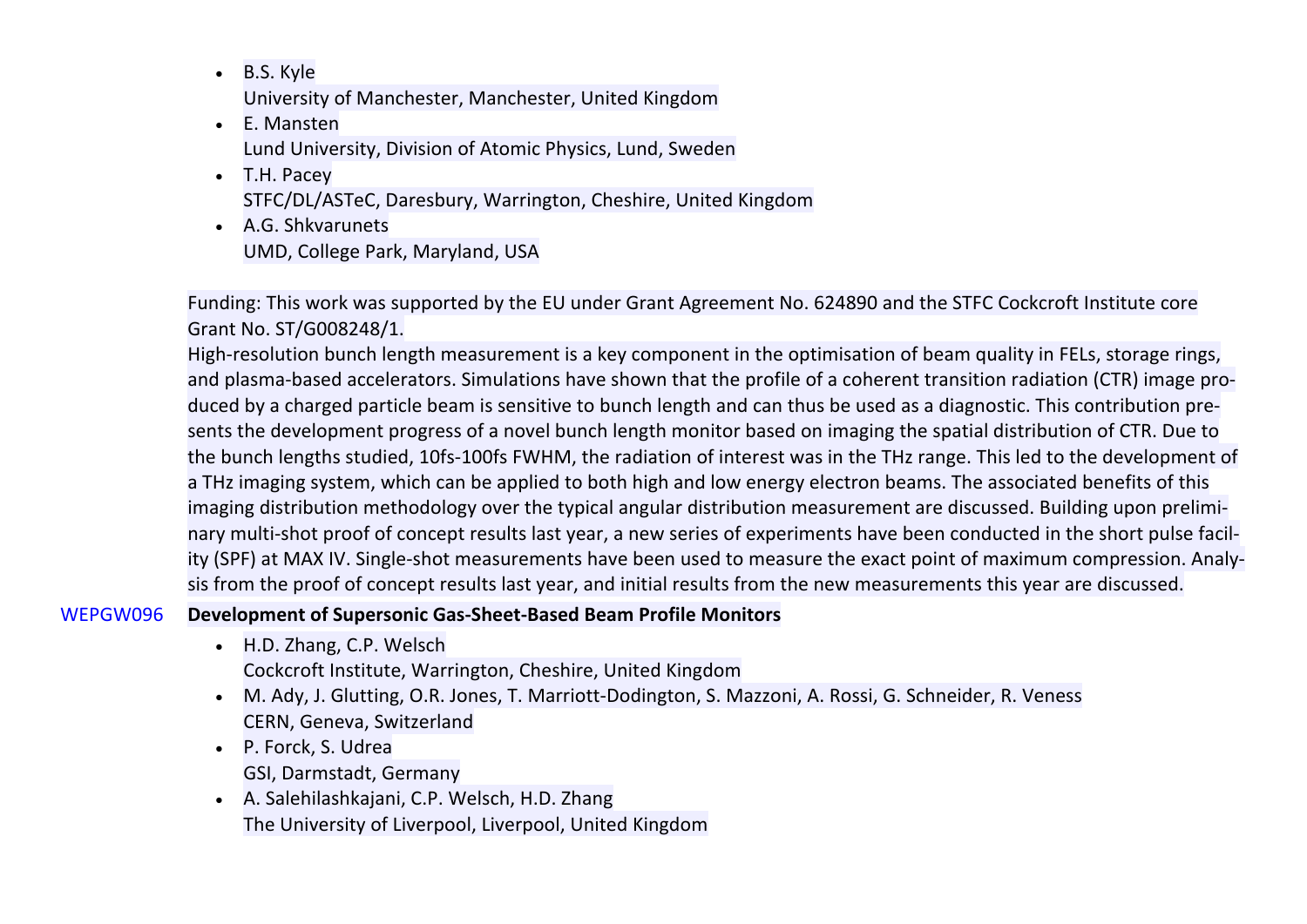- B.S. Kyle
  University of Manchester, Manchester, United Kingdom
- E. Mansten
  Lund University, Division of Atomic Physics, Lund, Sweden
- T.H. Pacey
  STFC/DL/ASTeC, Daresbury, Warrington, Cheshire, United Kingdom
- A.G. Shkvarunets
  UMD, College Park, Maryland, USA

Funding: This work was supported by the EU under Grant Agreement No. 624890 and the STFC Cockcroft Institute core Grant No. ST/G008248/1.
High-resolution bunch length measurement is a key component in the optimisation of beam quality in FELs, storage rings, and plasma-based accelerators. Simulations have shown that the profile of a coherent transition radiation (CTR) image produced by a charged particle beam is sensitive to bunch length and can thus be used as a diagnostic. This contribution presents the development progress of a novel bunch length monitor based on imaging the spatial distribution of CTR. Due to the bunch lengths studied, 10fs-100fs FWHM, the radiation of interest was in the THz range. This led to the development of a THz imaging system, which can be applied to both high and low energy electron beams. The associated benefits of this imaging distribution methodology over the typical angular distribution measurement are discussed. Building upon preliminary multi-shot proof of concept results last year, a new series of experiments have been conducted in the short pulse facility (SPF) at MAX IV. Single-shot measurements have been used to measure the exact point of maximum compression. Analysis from the proof of concept results last year, and initial results from the new measurements this year are discussed.

WEPGW096 **Development of Supersonic Gas-Sheet-Based Beam Profile Monitors**

- H.D. Zhang, C.P. Welsch
  Cockcroft Institute, Warrington, Cheshire, United Kingdom
- M. Ady, J. Glutting, O.R. Jones, T. Marriott-Dodington, S. Mazzoni, A. Rossi, G. Schneider, R. Veness
  CERN, Geneva, Switzerland
- P. Forck, S. Udrea
  GSI, Darmstadt, Germany
- A. Salehilashkajani, C.P. Welsch, H.D. Zhang
  The University of Liverpool, Liverpool, United Kingdom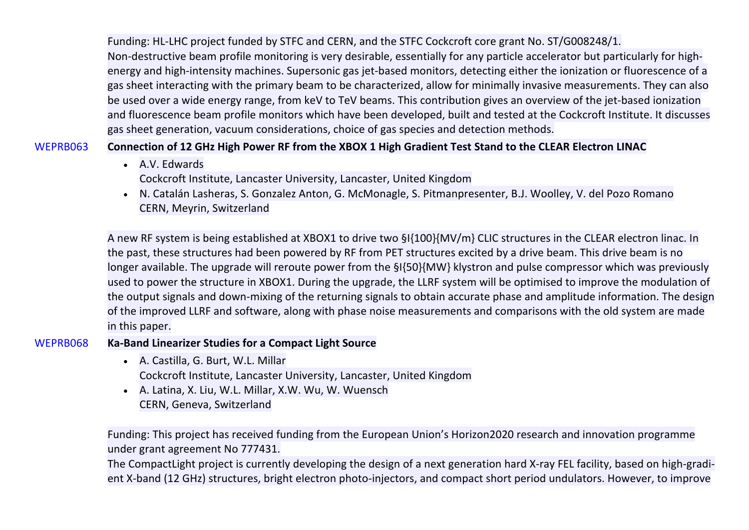Funding: HL-LHC project funded by STFC and CERN, and the STFC Cockcroft core grant No. ST/G008248/1.
Non-destructive beam profile monitoring is very desirable, essentially for any particle accelerator but particularly for high-energy and high-intensity machines. Supersonic gas jet-based monitors, detecting either the ionization or fluorescence of a gas sheet interacting with the primary beam to be characterized, allow for minimally invasive measurements. They can also be used over a wide energy range, from keV to TeV beams. This contribution gives an overview of the jet-based ionization and fluorescence beam profile monitors which have been developed, built and tested at the Cockcroft Institute. It discusses gas sheet generation, vacuum considerations, choice of gas species and detection methods.

WEPRB063 **Connection of 12 GHz High Power RF from the XBOX 1 High Gradient Test Stand to the CLEAR Electron LINAC**

- A.V. Edwards
  Cockcroft Institute, Lancaster University, Lancaster, United Kingdom
- N. Catalán Lasheras, S. Gonzalez Anton, G. McMonagle, S. Pitmanpresenter, B.J. Woolley, V. del Pozo Romano
  CERN, Meyrin, Switzerland

A new RF system is being established at XBOX1 to drive two §I{100}{MV/m} CLIC structures in the CLEAR electron linac. In the past, these structures had been powered by RF from PET structures excited by a drive beam. This drive beam is no longer available. The upgrade will reroute power from the §I{50}{MW} klystron and pulse compressor which was previously used to power the structure in XBOX1. During the upgrade, the LLRF system will be optimised to improve the modulation of the output signals and down-mixing of the returning signals to obtain accurate phase and amplitude information. The design of the improved LLRF and software, along with phase noise measurements and comparisons with the old system are made in this paper.

WEPRB068 **Ka-Band Linearizer Studies for a Compact Light Source**

- A. Castilla, G. Burt, W.L. Millar
  Cockcroft Institute, Lancaster University, Lancaster, United Kingdom
- A. Latina, X. Liu, W.L. Millar, X.W. Wu, W. Wuensch
  CERN, Geneva, Switzerland

Funding: This project has received funding from the European Union's Horizon2020 research and innovation programme under grant agreement No 777431.
The CompactLight project is currently developing the design of a next generation hard X-ray FEL facility, based on high-gradient X-band (12 GHz) structures, bright electron photo-injectors, and compact short period undulators. However, to improve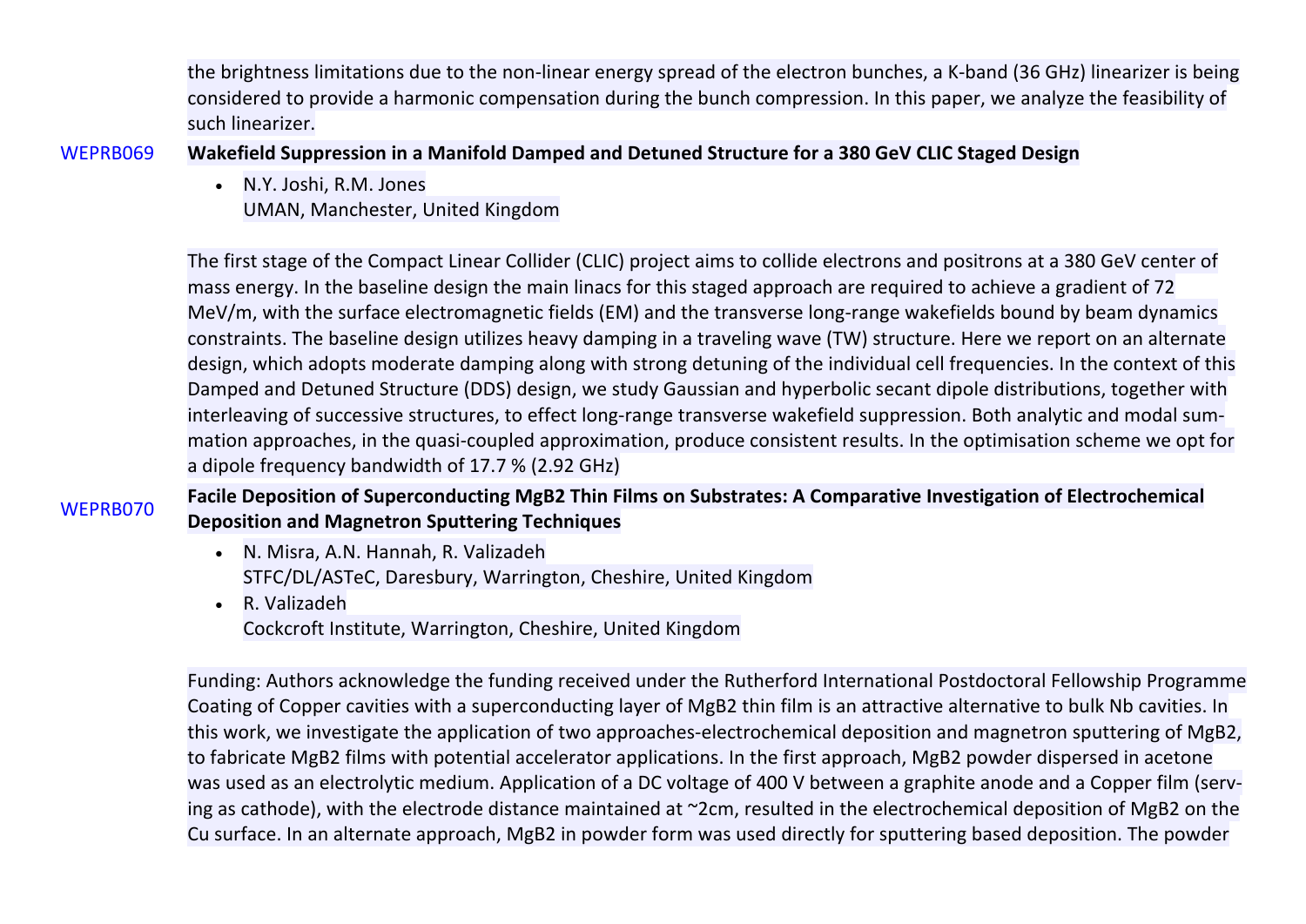the brightness limitations due to the non-linear energy spread of the electron bunches, a K-band (36 GHz) linearizer is being considered to provide a harmonic compensation during the bunch compression. In this paper, we analyze the feasibility of such linearizer.

WEPRB069 **Wakefield Suppression in a Manifold Damped and Detuned Structure for a 380 GeV CLIC Staged Design**

- N.Y. Joshi, R.M. Jones
  UMAN, Manchester, United Kingdom

The first stage of the Compact Linear Collider (CLIC) project aims to collide electrons and positrons at a 380 GeV center of mass energy. In the baseline design the main linacs for this staged approach are required to achieve a gradient of 72 MeV/m, with the surface electromagnetic fields (EM) and the transverse long-range wakefields bound by beam dynamics constraints. The baseline design utilizes heavy damping in a traveling wave (TW) structure. Here we report on an alternate design, which adopts moderate damping along with strong detuning of the individual cell frequencies. In the context of this Damped and Detuned Structure (DDS) design, we study Gaussian and hyperbolic secant dipole distributions, together with interleaving of successive structures, to effect long-range transverse wakefield suppression. Both analytic and modal summation approaches, in the quasi-coupled approximation, produce consistent results. In the optimisation scheme we opt for a dipole frequency bandwidth of 17.7 % (2.92 GHz)

WEPRB070 **Facile Deposition of Superconducting $MgB_2$ Thin Films on Substrates: A Comparative Investigation of Electrochemical Deposition and Magnetron Sputtering Techniques**

- N. Misra, A.N. Hannah, R. Valizadeh
  STFC/DL/ASTeC, Daresbury, Warrington, Cheshire, United Kingdom
- R. Valizadeh
  Cockcroft Institute, Warrington, Cheshire, United Kingdom

Funding: Authors acknowledge the funding received under the Rutherford International Postdoctoral Fellowship Programme
Coating of Copper cavities with a superconducting layer of $MgB_2$ thin film is an attractive alternative to bulk Nb cavities. In this work, we investigate the application of two approaches-electrochemical deposition and magnetron sputtering of $MgB_2$, to fabricate $MgB_2$ films with potential accelerator applications. In the first approach, $MgB_2$ powder dispersed in acetone was used as an electrolytic medium. Application of a DC voltage of 400 V between a graphite anode and a Copper film (serving as cathode), with the electrode distance maintained at ~2cm, resulted in the electrochemical deposition of $MgB_2$ on the Cu surface. In an alternate approach, $MgB_2$ in powder form was used directly for sputtering based deposition. The powder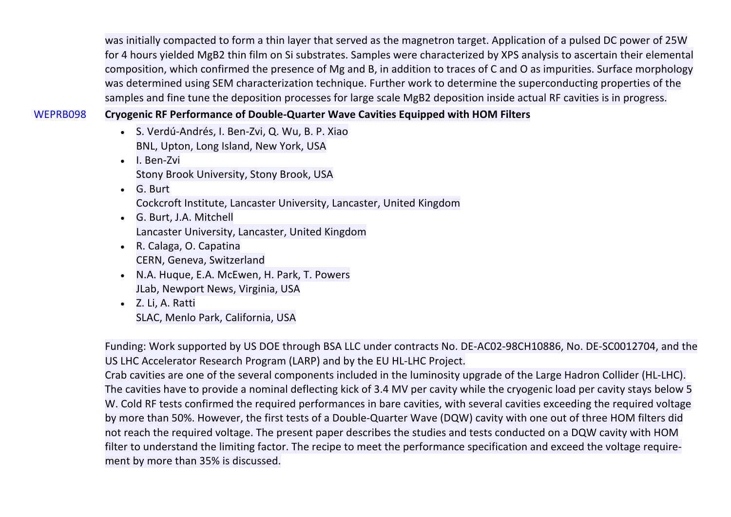was initially compacted to form a thin layer that served as the magnetron target. Application of a pulsed DC power of 25W for 4 hours yielded $MgB_2$ thin film on Si substrates. Samples were characterized by XPS analysis to ascertain their elemental composition, which confirmed the presence of Mg and B, in addition to traces of C and O as impurities. Surface morphology was determined using SEM characterization technique. Further work to determine the superconducting properties of the samples and fine tune the deposition processes for large scale $MgB_2$ deposition inside actual RF cavities is in progress.

WEPRB098 **Cryogenic RF Performance of Double-Quarter Wave Cavities Equipped with HOM Filters**

- S. Verdú-Andrés, I. Ben-Zvi, Q. Wu, B. P. Xiao
  BNL, Upton, Long Island, New York, USA
- I. Ben-Zvi
  Stony Brook University, Stony Brook, USA
- G. Burt
  Cockcroft Institute, Lancaster University, Lancaster, United Kingdom
- G. Burt, J.A. Mitchell
  Lancaster University, Lancaster, United Kingdom
- R. Calaga, O. Capatina
  CERN, Geneva, Switzerland
- N.A. Huque, E.A. McEwen, H. Park, T. Powers
  JLab, Newport News, Virginia, USA
- Z. Li, A. Ratti
  SLAC, Menlo Park, California, USA

Funding: Work supported by US DOE through BSA LLC under contracts No. DE-AC02-98CH10886, No. DE-SC0012704, and the US LHC Accelerator Research Program (LARP) and by the EU HL-LHC Project.
Crab cavities are one of the several components included in the luminosity upgrade of the Large Hadron Collider (HL-LHC). The cavities have to provide a nominal deflecting kick of 3.4 MV per cavity while the cryogenic load per cavity stays below 5 W. Cold RF tests confirmed the required performances in bare cavities, with several cavities exceeding the required voltage by more than 50%. However, the first tests of a Double-Quarter Wave (DQW) cavity with one out of three HOM filters did not reach the required voltage. The present paper describes the studies and tests conducted on a DQW cavity with HOM filter to understand the limiting factor. The recipe to meet the performance specification and exceed the voltage requirement by more than 35% is discussed.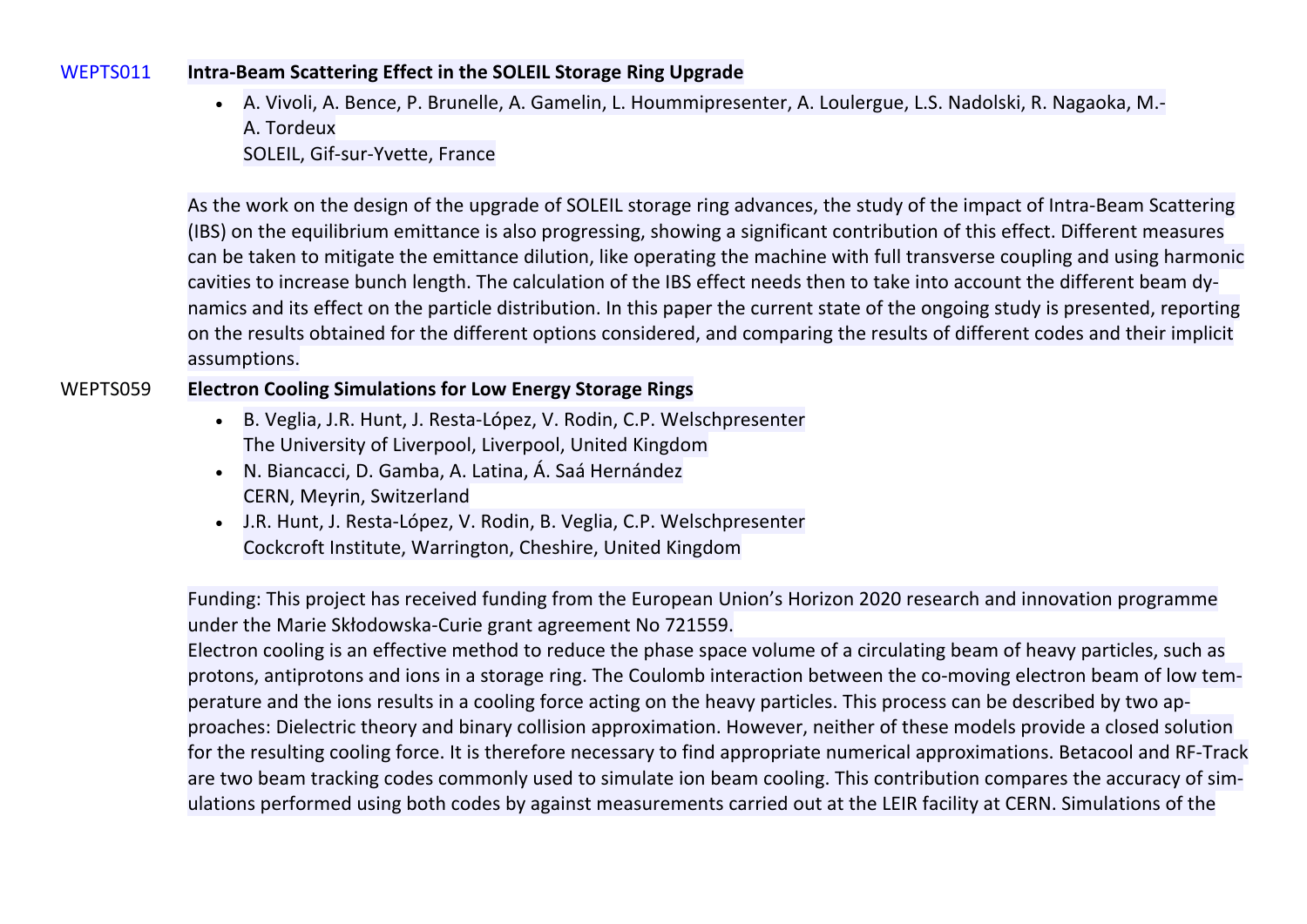WEPTS011 **Intra-Beam Scattering Effect in the SOLEIL Storage Ring Upgrade**

- A. Vivoli, A. Bence, P. Brunelle, A. Gamelin, L. Hoummipresenter, A. Loulergue, L.S. Nadolski, R. Nagaoka, M.-A. Tordeux
  SOLEIL, Gif-sur-Yvette, France

As the work on the design of the upgrade of SOLEIL storage ring advances, the study of the impact of Intra-Beam Scattering (IBS) on the equilibrium emittance is also progressing, showing a significant contribution of this effect. Different measures can be taken to mitigate the emittance dilution, like operating the machine with full transverse coupling and using harmonic cavities to increase bunch length. The calculation of the IBS effect needs then to take into account the different beam dynamics and its effect on the particle distribution. In this paper the current state of the ongoing study is presented, reporting on the results obtained for the different options considered, and comparing the results of different codes and their implicit assumptions.

WEPTS059 **Electron Cooling Simulations for Low Energy Storage Rings**

- B. Veglia, J.R. Hunt, J. Resta-López, V. Rodin, C.P. Welschpresenter
  The University of Liverpool, Liverpool, United Kingdom
- N. Biancacci, D. Gamba, A. Latina, Á. Saá Hernández
  CERN, Meyrin, Switzerland
- J.R. Hunt, J. Resta-López, V. Rodin, B. Veglia, C.P. Welschpresenter
  Cockcroft Institute, Warrington, Cheshire, United Kingdom

Funding: This project has received funding from the European Union's Horizon 2020 research and innovation programme under the Marie Skłodowska-Curie grant agreement No 721559.
Electron cooling is an effective method to reduce the phase space volume of a circulating beam of heavy particles, such as protons, antiprotons and ions in a storage ring. The Coulomb interaction between the co-moving electron beam of low temperature and the ions results in a cooling force acting on the heavy particles. This process can be described by two approaches: Dielectric theory and binary collision approximation. However, neither of these models provide a closed solution for the resulting cooling force. It is therefore necessary to find appropriate numerical approximations. Betacool and RF-Track are two beam tracking codes commonly used to simulate ion beam cooling. This contribution compares the accuracy of simulations performed using both codes by against measurements carried out at the LEIR facility at CERN. Simulations of the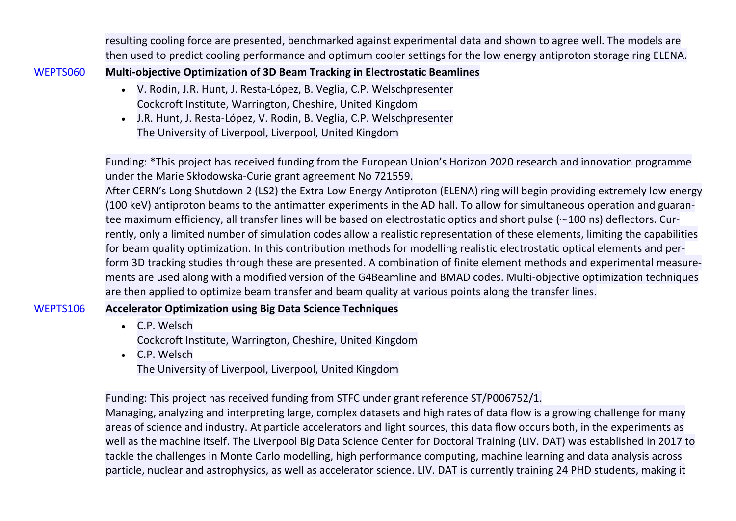resulting cooling force are presented, benchmarked against experimental data and shown to agree well. The models are then used to predict cooling performance and optimum cooler settings for the low energy antiproton storage ring ELENA.

WEPTS060 **Multi-objective Optimization of 3D Beam Tracking in Electrostatic Beamlines**

- V. Rodin, J.R. Hunt, J. Resta-López, B. Veglia, C.P. Welschpresenter
  Cockcroft Institute, Warrington, Cheshire, United Kingdom
- J.R. Hunt, J. Resta-López, V. Rodin, B. Veglia, C.P. Welschpresenter
  The University of Liverpool, Liverpool, United Kingdom

Funding: *This project has received funding from the European Union's Horizon 2020 research and innovation programme under the Marie Skłodowska-Curie grant agreement No 721559.
After CERN's Long Shutdown 2 (LS2) the Extra Low Energy Antiproton (ELENA) ring will begin providing extremely low energy (100 keV) antiproton beams to the antimatter experiments in the AD hall. To allow for simultaneous operation and guarantee maximum efficiency, all transfer lines will be based on electrostatic optics and short pulse (~100 ns) deflectors. Currently, only a limited number of simulation codes allow a realistic representation of these elements, limiting the capabilities for beam quality optimization. In this contribution methods for modelling realistic electrostatic optical elements and perform 3D tracking studies through these are presented. A combination of finite element methods and experimental measurements are used along with a modified version of the G4Beamline and BMAD codes. Multi-objective optimization techniques are then applied to optimize beam transfer and beam quality at various points along the transfer lines.

WEPTS106 **Accelerator Optimization using Big Data Science Techniques**

- C.P. Welsch
  Cockcroft Institute, Warrington, Cheshire, United Kingdom
- C.P. Welsch
  The University of Liverpool, Liverpool, United Kingdom

Funding: This project has received funding from STFC under grant reference ST/P006752/1.
Managing, analyzing and interpreting large, complex datasets and high rates of data flow is a growing challenge for many areas of science and industry. At particle accelerators and light sources, this data flow occurs both, in the experiments as well as the machine itself. The Liverpool Big Data Science Center for Doctoral Training (LIV. DAT) was established in 2017 to tackle the challenges in Monte Carlo modelling, high performance computing, machine learning and data analysis across particle, nuclear and astrophysics, as well as accelerator science. LIV. DAT is currently training 24 PHD students, making it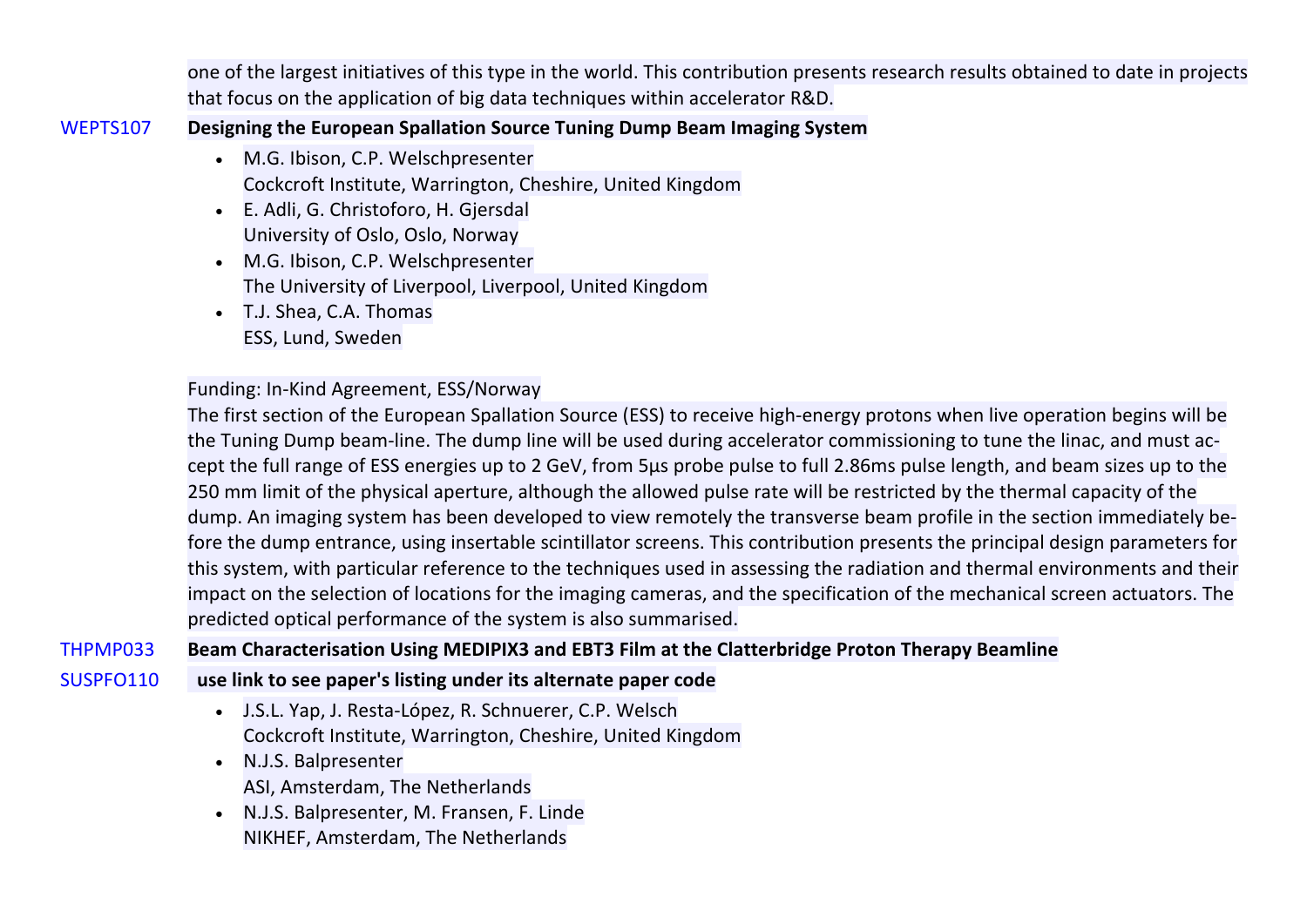one of the largest initiatives of this type in the world. This contribution presents research results obtained to date in projects that focus on the application of big data techniques within accelerator R&D.

WEPTS107 **Designing the European Spallation Source Tuning Dump Beam Imaging System**

- M.G. Ibison, C.P. Welschpresenter
  Cockcroft Institute, Warrington, Cheshire, United Kingdom
- E. Adli, G. Christoforo, H. Gjersdal
  University of Oslo, Oslo, Norway
- M.G. Ibison, C.P. Welschpresenter
  The University of Liverpool, Liverpool, United Kingdom
- T.J. Shea, C.A. Thomas
  ESS, Lund, Sweden

Funding: In-Kind Agreement, ESS/Norway
The first section of the European Spallation Source (ESS) to receive high-energy protons when live operation begins will be the Tuning Dump beam-line. The dump line will be used during accelerator commissioning to tune the linac, and must accept the full range of ESS energies up to 2 GeV, from 5µs probe pulse to full 2.86ms pulse length, and beam sizes up to the 250 mm limit of the physical aperture, although the allowed pulse rate will be restricted by the thermal capacity of the dump. An imaging system has been developed to view remotely the transverse beam profile in the section immediately before the dump entrance, using insertable scintillator screens. This contribution presents the principal design parameters for this system, with particular reference to the techniques used in assessing the radiation and thermal environments and their impact on the selection of locations for the imaging cameras, and the specification of the mechanical screen actuators. The predicted optical performance of the system is also summarised.

THPMP033 **Beam Characterisation Using MEDIPIX3 and EBT3 Film at the Clatterbridge Proton Therapy Beamline**

SUSPFO110 **use link to see paper's listing under its alternate paper code**

- J.S.L. Yap, J. Resta-López, R. Schnuerer, C.P. Welsch
  Cockcroft Institute, Warrington, Cheshire, United Kingdom
- N.J.S. Balpresenter
  ASI, Amsterdam, The Netherlands
- N.J.S. Balpresenter, M. Fransen, F. Linde
  NIKHEF, Amsterdam, The Netherlands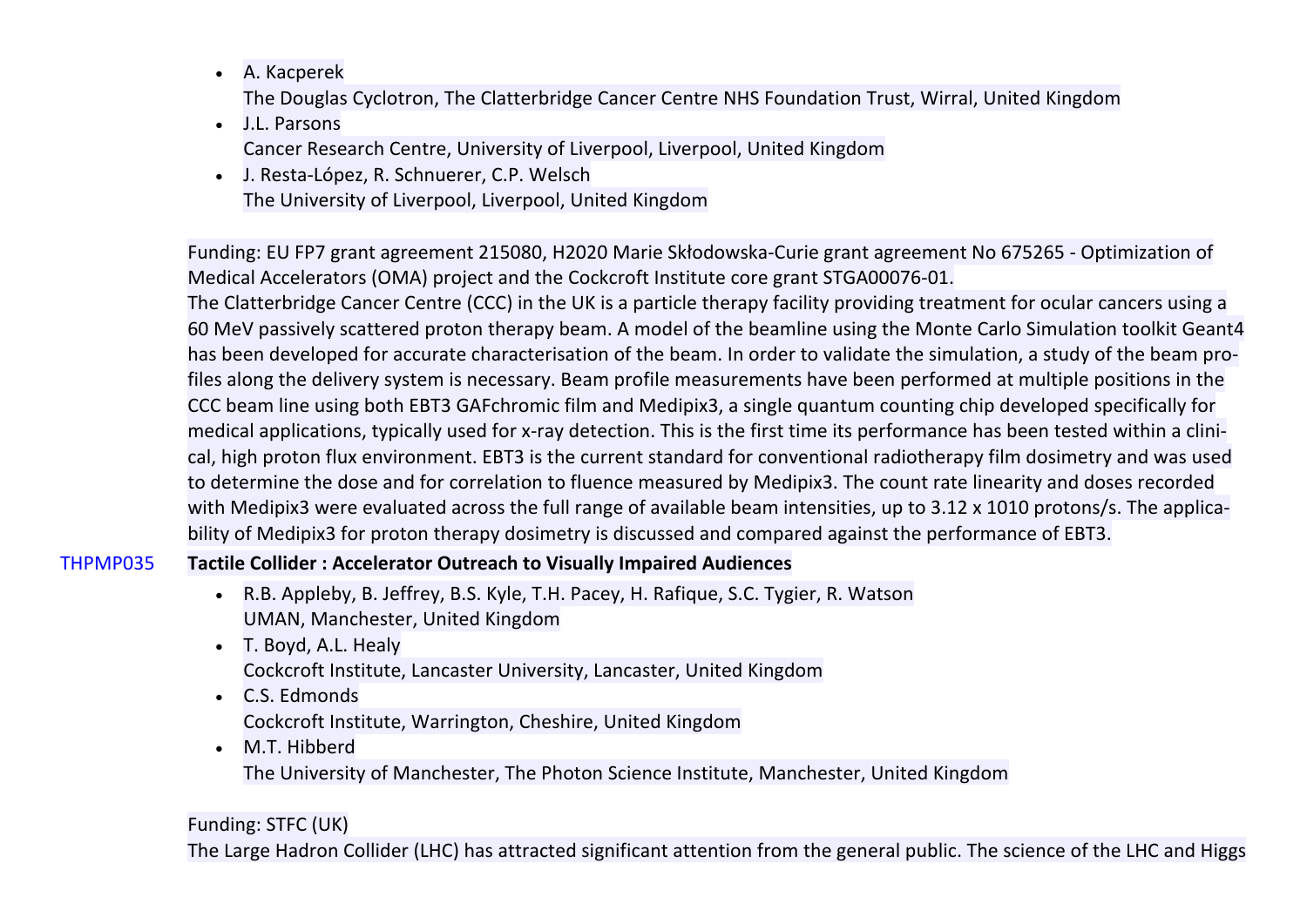- A. Kacperek
  The Douglas Cyclotron, The Clatterbridge Cancer Centre NHS Foundation Trust, Wirral, United Kingdom
- J.L. Parsons
  Cancer Research Centre, University of Liverpool, Liverpool, United Kingdom
- J. Resta-López, R. Schnuerer, C.P. Welsch
  The University of Liverpool, Liverpool, United Kingdom

Funding: EU FP7 grant agreement 215080, H2020 Marie Skłodowska-Curie grant agreement No 675265 - Optimization of Medical Accelerators (OMA) project and the Cockcroft Institute core grant STGA00076-01.
The Clatterbridge Cancer Centre (CCC) in the UK is a particle therapy facility providing treatment for ocular cancers using a 60 MeV passively scattered proton therapy beam. A model of the beamline using the Monte Carlo Simulation toolkit Geant4 has been developed for accurate characterisation of the beam. In order to validate the simulation, a study of the beam profiles along the delivery system is necessary. Beam profile measurements have been performed at multiple positions in the CCC beam line using both EBT3 GAFchromic film and Medipix3, a single quantum counting chip developed specifically for medical applications, typically used for x-ray detection. This is the first time its performance has been tested within a clinical, high proton flux environment. EBT3 is the current standard for conventional radiotherapy film dosimetry and was used to determine the dose and for correlation to fluence measured by Medipix3. The count rate linearity and doses recorded with Medipix3 were evaluated across the full range of available beam intensities, up to 3.12 x 1010 protons/s. The applicability of Medipix3 for proton therapy dosimetry is discussed and compared against the performance of EBT3.

THPMP035 **Tactile Collider : Accelerator Outreach to Visually Impaired Audiences**

- R.B. Appleby, B. Jeffrey, B.S. Kyle, T.H. Pacey, H. Rafique, S.C. Tygier, R. Watson
  UMAN, Manchester, United Kingdom
- T. Boyd, A.L. Healy
  Cockcroft Institute, Lancaster University, Lancaster, United Kingdom
- C.S. Edmonds
  Cockcroft Institute, Warrington, Cheshire, United Kingdom
- M.T. Hibberd
  The University of Manchester, The Photon Science Institute, Manchester, United Kingdom

Funding: STFC (UK)
The Large Hadron Collider (LHC) has attracted significant attention from the general public. The science of the LHC and Higgs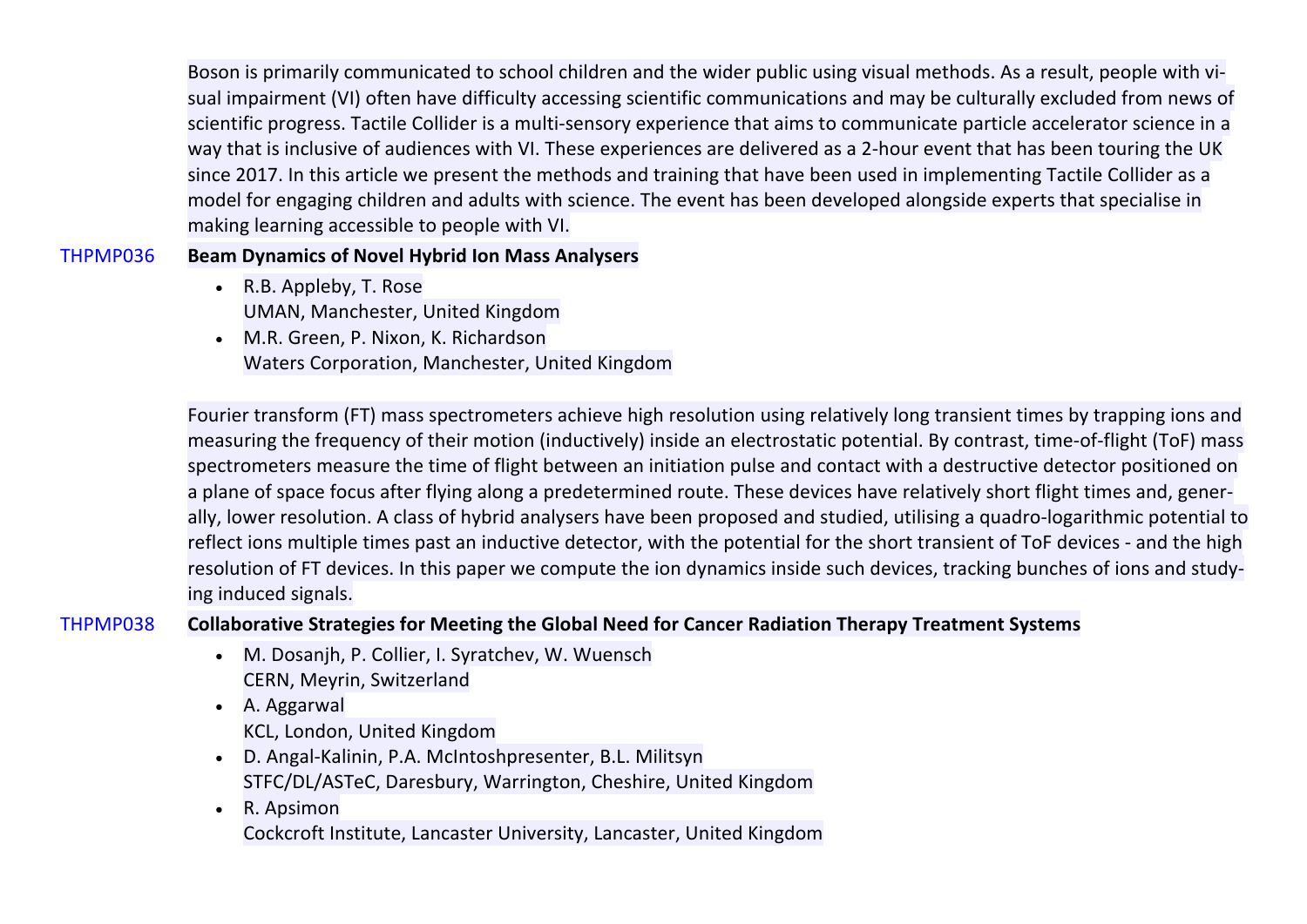Boson is primarily communicated to school children and the wider public using visual methods. As a result, people with visual impairment (VI) often have difficulty accessing scientific communications and may be culturally excluded from news of scientific progress. Tactile Collider is a multi-sensory experience that aims to communicate particle accelerator science in a way that is inclusive of audiences with VI. These experiences are delivered as a 2-hour event that has been touring the UK since 2017. In this article we present the methods and training that have been used in implementing Tactile Collider as a model for engaging children and adults with science. The event has been developed alongside experts that specialise in making learning accessible to people with VI.

THPMP036 **Beam Dynamics of Novel Hybrid Ion Mass Analysers**

- R.B. Appleby, T. Rose
  UMAN, Manchester, United Kingdom
- M.R. Green, P. Nixon, K. Richardson
  Waters Corporation, Manchester, United Kingdom

Fourier transform (FT) mass spectrometers achieve high resolution using relatively long transient times by trapping ions and measuring the frequency of their motion (inductively) inside an electrostatic potential. By contrast, time-of-flight (ToF) mass spectrometers measure the time of flight between an initiation pulse and contact with a destructive detector positioned on a plane of space focus after flying along a predetermined route. These devices have relatively short flight times and, generally, lower resolution. A class of hybrid analysers have been proposed and studied, utilising a quadro-logarithmic potential to reflect ions multiple times past an inductive detector, with the potential for the short transient of ToF devices - and the high resolution of FT devices. In this paper we compute the ion dynamics inside such devices, tracking bunches of ions and studying induced signals.

THPMP038 **Collaborative Strategies for Meeting the Global Need for Cancer Radiation Therapy Treatment Systems**

- M. Dosanjh, P. Collier, I. Syratchev, W. Wuensch
  CERN, Meyrin, Switzerland
- A. Aggarwal
  KCL, London, United Kingdom
- D. Angal-Kalinin, P.A. McIntoshpresenter, B.L. Militsyn
  STFC/DL/ASTeC, Daresbury, Warrington, Cheshire, United Kingdom
- R. Apsimon
  Cockcroft Institute, Lancaster University, Lancaster, United Kingdom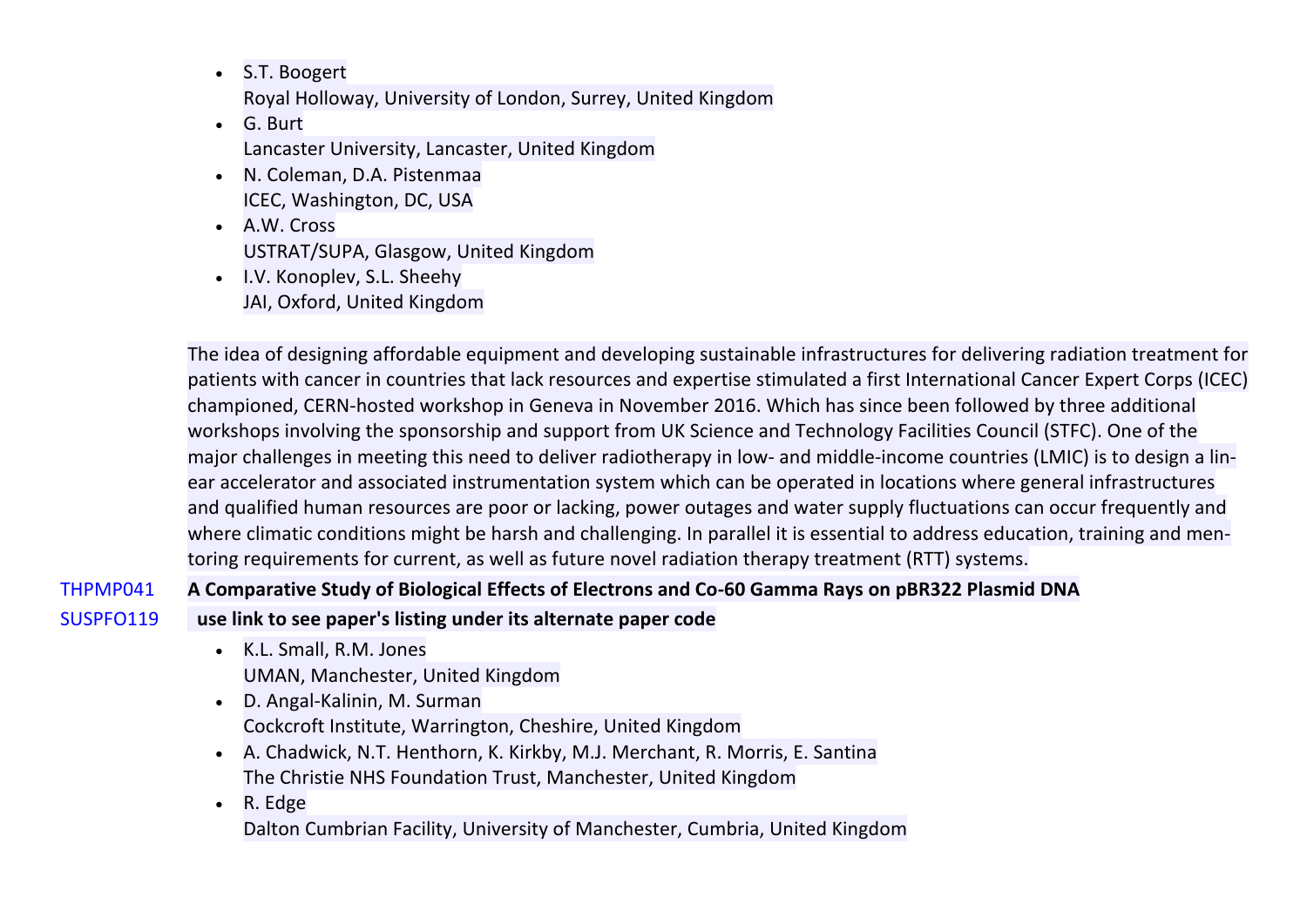- S.T. Boogert
  Royal Holloway, University of London, Surrey, United Kingdom
- G. Burt
  Lancaster University, Lancaster, United Kingdom
- N. Coleman, D.A. Pistenmaa
  ICEC, Washington, DC, USA
- A.W. Cross
  USTRAT/SUPA, Glasgow, United Kingdom
- I.V. Konoplev, S.L. Sheehy
  JAI, Oxford, United Kingdom

The idea of designing affordable equipment and developing sustainable infrastructures for delivering radiation treatment for patients with cancer in countries that lack resources and expertise stimulated a first International Cancer Expert Corps (ICEC) championed, CERN-hosted workshop in Geneva in November 2016. Which has since been followed by three additional workshops involving the sponsorship and support from UK Science and Technology Facilities Council (STFC). One of the major challenges in meeting this need to deliver radiotherapy in low- and middle-income countries (LMIC) is to design a linear accelerator and associated instrumentation system which can be operated in locations where general infrastructures and qualified human resources are poor or lacking, power outages and water supply fluctuations can occur frequently and where climatic conditions might be harsh and challenging. In parallel it is essential to address education, training and mentoring requirements for current, as well as future novel radiation therapy treatment (RTT) systems.

THPMP041 **A Comparative Study of Biological Effects of Electrons and Co-60 Gamma Rays on pBR322 Plasmid DNA**

SUSPFO119 **use link to see paper's listing under its alternate paper code**

- K.L. Small, R.M. Jones
  UMAN, Manchester, United Kingdom
- D. Angal-Kalinin, M. Surman
  Cockcroft Institute, Warrington, Cheshire, United Kingdom
- A. Chadwick, N.T. Henthorn, K. Kirkby, M.J. Merchant, R. Morris, E. Santina
  The Christie NHS Foundation Trust, Manchester, United Kingdom
- R. Edge
  Dalton Cumbrian Facility, University of Manchester, Cumbria, United Kingdom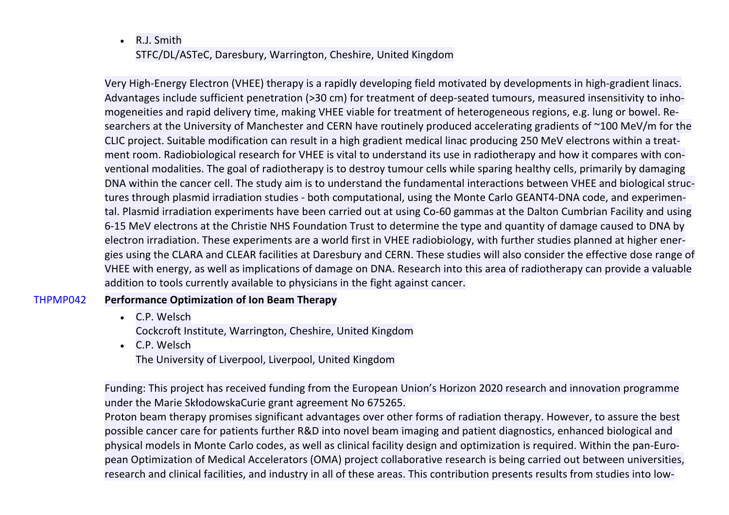- R.J. Smith
  STFC/DL/ASTeC, Daresbury, Warrington, Cheshire, United Kingdom

Very High-Energy Electron (VHEE) therapy is a rapidly developing field motivated by developments in high-gradient linacs. Advantages include sufficient penetration (>30 cm) for treatment of deep-seated tumours, measured insensitivity to inhomogeneities and rapid delivery time, making VHEE viable for treatment of heterogeneous regions, e.g. lung or bowel. Researchers at the University of Manchester and CERN have routinely produced accelerating gradients of ~100 MeV/m for the CLIC project. Suitable modification can result in a high gradient medical linac producing 250 MeV electrons within a treatment room. Radiobiological research for VHEE is vital to understand its use in radiotherapy and how it compares with conventional modalities. The goal of radiotherapy is to destroy tumour cells while sparing healthy cells, primarily by damaging DNA within the cancer cell. The study aim is to understand the fundamental interactions between VHEE and biological structures through plasmid irradiation studies - both computational, using the Monte Carlo GEANT4-DNA code, and experimental. Plasmid irradiation experiments have been carried out at using Co-60 gammas at the Dalton Cumbrian Facility and using 6-15 MeV electrons at the Christie NHS Foundation Trust to determine the type and quantity of damage caused to DNA by electron irradiation. These experiments are a world first in VHEE radiobiology, with further studies planned at higher energies using the CLARA and CLEAR facilities at Daresbury and CERN. These studies will also consider the effective dose range of VHEE with energy, as well as implications of damage on DNA. Research into this area of radiotherapy can provide a valuable addition to tools currently available to physicians in the fight against cancer.

THPMP042 **Performance Optimization of Ion Beam Therapy**

- C.P. Welsch
  Cockcroft Institute, Warrington, Cheshire, United Kingdom
- C.P. Welsch
  The University of Liverpool, Liverpool, United Kingdom

Funding: This project has received funding from the European Union's Horizon 2020 research and innovation programme under the Marie SkłodowskaCurie grant agreement No 675265.
Proton beam therapy promises significant advantages over other forms of radiation therapy. However, to assure the best possible cancer care for patients further R&D into novel beam imaging and patient diagnostics, enhanced biological and physical models in Monte Carlo codes, as well as clinical facility design and optimization is required. Within the pan-European Optimization of Medical Accelerators (OMA) project collaborative research is being carried out between universities, research and clinical facilities, and industry in all of these areas. This contribution presents results from studies into low-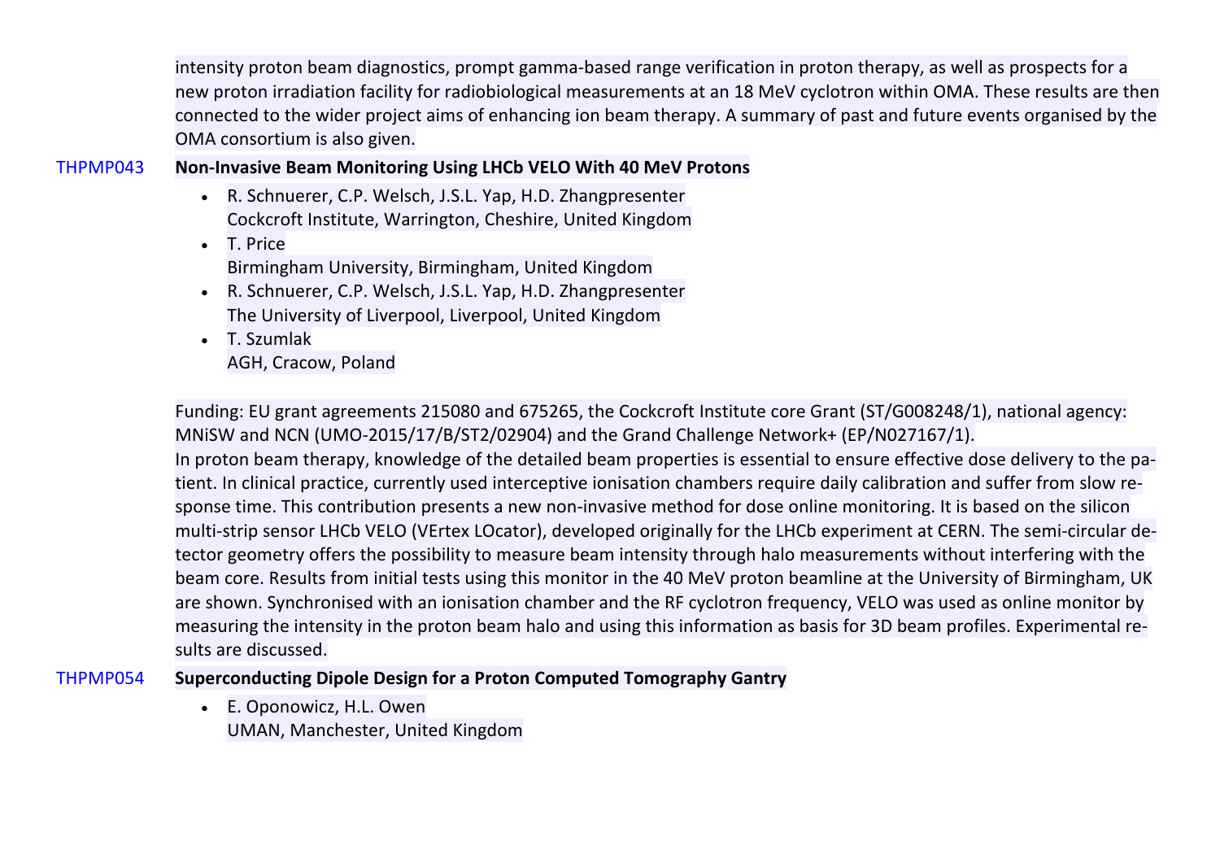intensity proton beam diagnostics, prompt gamma-based range verification in proton therapy, as well as prospects for a new proton irradiation facility for radiobiological measurements at an 18 MeV cyclotron within OMA. These results are then connected to the wider project aims of enhancing ion beam therapy. A summary of past and future events organised by the OMA consortium is also given.

THPMP043 **Non-Invasive Beam Monitoring Using LHCb VELO With 40 MeV Protons**

- R. Schnuerer, C.P. Welsch, J.S.L. Yap, H.D. Zhangpresenter
  Cockcroft Institute, Warrington, Cheshire, United Kingdom
- T. Price
  Birmingham University, Birmingham, United Kingdom
- R. Schnuerer, C.P. Welsch, J.S.L. Yap, H.D. Zhangpresenter
  The University of Liverpool, Liverpool, United Kingdom
- T. Szumlak
  AGH, Cracow, Poland

Funding: EU grant agreements 215080 and 675265, the Cockcroft Institute core Grant (ST/G008248/1), national agency: MNiSW and NCN (UMO-2015/17/B/ST2/02904) and the Grand Challenge Network+ (EP/N027167/1).
In proton beam therapy, knowledge of the detailed beam properties is essential to ensure effective dose delivery to the patient. In clinical practice, currently used interceptive ionisation chambers require daily calibration and suffer from slow response time. This contribution presents a new non-invasive method for dose online monitoring. It is based on the silicon multi-strip sensor LHCb VELO (VErtex LOcator), developed originally for the LHCb experiment at CERN. The semi-circular detector geometry offers the possibility to measure beam intensity through halo measurements without interfering with the beam core. Results from initial tests using this monitor in the 40 MeV proton beamline at the University of Birmingham, UK are shown. Synchronised with an ionisation chamber and the RF cyclotron frequency, VELO was used as online monitor by measuring the intensity in the proton beam halo and using this information as basis for 3D beam profiles. Experimental results are discussed.

THPMP054 **Superconducting Dipole Design for a Proton Computed Tomography Gantry**

- E. Oponowicz, H.L. Owen
  UMAN, Manchester, United Kingdom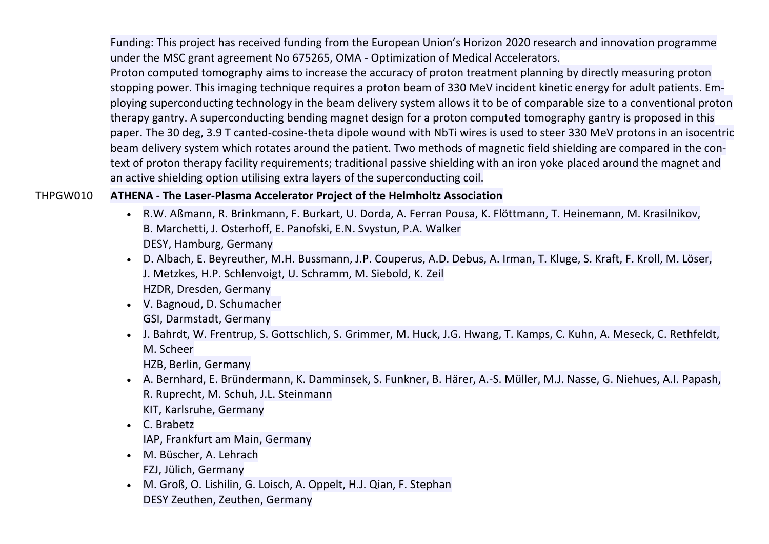Funding: This project has received funding from the European Union's Horizon 2020 research and innovation programme under the MSC grant agreement No 675265, OMA - Optimization of Medical Accelerators.

Proton computed tomography aims to increase the accuracy of proton treatment planning by directly measuring proton stopping power. This imaging technique requires a proton beam of 330 MeV incident kinetic energy for adult patients. Employing superconducting technology in the beam delivery system allows it to be of comparable size to a conventional proton therapy gantry. A superconducting bending magnet design for a proton computed tomography gantry is proposed in this paper. The 30 deg, 3.9 T canted-cosine-theta dipole wound with NbTi wires is used to steer 330 MeV protons in an isocentric beam delivery system which rotates around the patient. Two methods of magnetic field shielding are compared in the context of proton therapy facility requirements; traditional passive shielding with an iron yoke placed around the magnet and an active shielding option utilising extra layers of the superconducting coil.

THPGW010 **ATHENA - The Laser-Plasma Accelerator Project of the Helmholtz Association**

- R.W. Aßmann, R. Brinkmann, F. Burkart, U. Dorda, A. Ferran Pousa, K. Flöttmann, T. Heinemann, M. Krasilnikov, B. Marchetti, J. Osterhoff, E. Panofski, E.N. Svystun, P.A. Walker
  DESY, Hamburg, Germany
- D. Albach, E. Beyreuther, M.H. Bussmann, J.P. Couperus, A.D. Debus, A. Irman, T. Kluge, S. Kraft, F. Kroll, M. Löser, J. Metzkes, H.P. Schlenvoigt, U. Schramm, M. Siebold, K. Zeil
  HZDR, Dresden, Germany
- V. Bagnoud, D. Schumacher
  GSI, Darmstadt, Germany
- J. Bahrdt, W. Frentrup, S. Gottschlich, S. Grimmer, M. Huck, J.G. Hwang, T. Kamps, C. Kuhn, A. Meseck, C. Rethfeldt, M. Scheer
  HZB, Berlin, Germany
- A. Bernhard, E. Bründermann, K. Damminsek, S. Funkner, B. Härer, A.-S. Müller, M.J. Nasse, G. Niehues, A.I. Papash, R. Ruprecht, M. Schuh, J.L. Steinmann
  KIT, Karlsruhe, Germany
- C. Brabetz
  IAP, Frankfurt am Main, Germany
- M. Büscher, A. Lehrach
  FZJ, Jülich, Germany
- M. Groß, O. Lishilin, G. Loisch, A. Oppelt, H.J. Qian, F. Stephan
  DESY Zeuthen, Zeuthen, Germany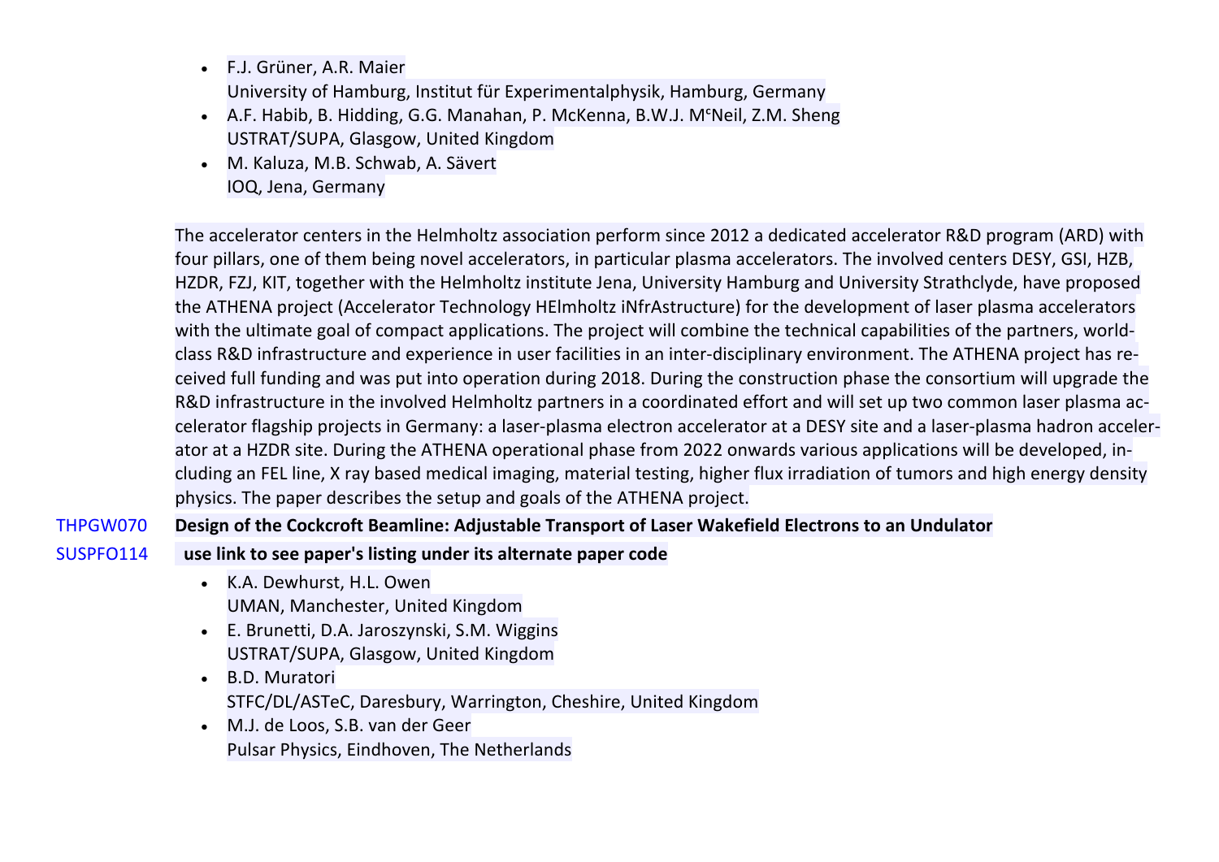- F.J. Grüner, A.R. Maier
  University of Hamburg, Institut für Experimentalphysik, Hamburg, Germany
- A.F. Habib, B. Hidding, G.G. Manahan, P. McKenna, B.W.J. McNeil, Z.M. Sheng
  USTRAT/SUPA, Glasgow, United Kingdom
- M. Kaluza, M.B. Schwab, A. Sävert
  IOQ, Jena, Germany

The accelerator centers in the Helmholtz association perform since 2012 a dedicated accelerator R&D program (ARD) with four pillars, one of them being novel accelerators, in particular plasma accelerators. The involved centers DESY, GSI, HZB, HZDR, FZJ, KIT, together with the Helmholtz institute Jena, University Hamburg and University Strathclyde, have proposed the ATHENA project (Accelerator Technology HElmholtz iNfrAstructure) for the development of laser plasma accelerators with the ultimate goal of compact applications. The project will combine the technical capabilities of the partners, world-class R&D infrastructure and experience in user facilities in an inter-disciplinary environment. The ATHENA project has received full funding and was put into operation during 2018. During the construction phase the consortium will upgrade the R&D infrastructure in the involved Helmholtz partners in a coordinated effort and will set up two common laser plasma accelerator flagship projects in Germany: a laser-plasma electron accelerator at a DESY site and a laser-plasma hadron accelerator at a HZDR site. During the ATHENA operational phase from 2022 onwards various applications will be developed, including an FEL line, X ray based medical imaging, material testing, higher flux irradiation of tumors and high energy density physics. The paper describes the setup and goals of the ATHENA project.

THPGW070 **Design of the Cockcroft Beamline: Adjustable Transport of Laser Wakefield Electrons to an Undulator**

SUSPFO114 **use link to see paper's listing under its alternate paper code**

- K.A. Dewhurst, H.L. Owen
  UMAN, Manchester, United Kingdom
- E. Brunetti, D.A. Jaroszynski, S.M. Wiggins
  USTRAT/SUPA, Glasgow, United Kingdom
- B.D. Muratori
  STFC/DL/ASTeC, Daresbury, Warrington, Cheshire, United Kingdom
- M.J. de Loos, S.B. van der Geer
  Pulsar Physics, Eindhoven, The Netherlands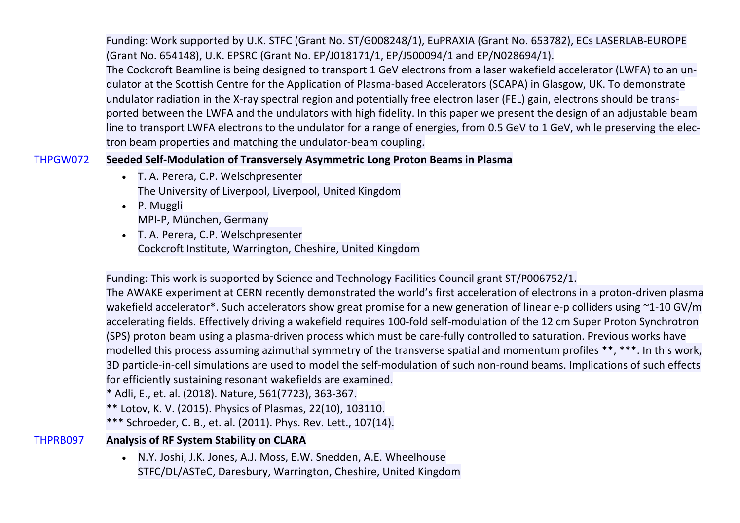Funding: Work supported by U.K. STFC (Grant No. ST/G008248/1), EuPRAXIA (Grant No. 653782), ECs LASERLAB-EUROPE (Grant No. 654148), U.K. EPSRC (Grant No. EP/J018171/1, EP/J500094/1 and EP/N028694/1).

The Cockcroft Beamline is being designed to transport 1 GeV electrons from a laser wakefield accelerator (LWFA) to an undulator at the Scottish Centre for the Application of Plasma-based Accelerators (SCAPA) in Glasgow, UK. To demonstrate undulator radiation in the X-ray spectral region and potentially free electron laser (FEL) gain, electrons should be transported between the LWFA and the undulators with high fidelity. In this paper we present the design of an adjustable beam line to transport LWFA electrons to the undulator for a range of energies, from 0.5 GeV to 1 GeV, while preserving the electron beam properties and matching the undulator-beam coupling.

THPGW072 **Seeded Self-Modulation of Transversely Asymmetric Long Proton Beams in Plasma**

- T. A. Perera, C.P. Welschpresenter
  The University of Liverpool, Liverpool, United Kingdom
- P. Muggli
  MPI-P, München, Germany
- T. A. Perera, C.P. Welschpresenter
  Cockcroft Institute, Warrington, Cheshire, United Kingdom

Funding: This work is supported by Science and Technology Facilities Council grant ST/P006752/1.

The AWAKE experiment at CERN recently demonstrated the world's first acceleration of electrons in a proton-driven plasma wakefield accelerator*. Such accelerators show great promise for a new generation of linear e-p colliders using ~1-10 GV/m accelerating fields. Effectively driving a wakefield requires 100-fold self-modulation of the 12 cm Super Proton Synchrotron (SPS) proton beam using a plasma-driven process which must be care-fully controlled to saturation. Previous works have modelled this process assuming azimuthal symmetry of the transverse spatial and momentum profiles **, ***. In this work, 3D particle-in-cell simulations are used to model the self-modulation of such non-round beams. Implications of such effects for efficiently sustaining resonant wakefields are examined.

\* Adli, E., et. al. (2018). Nature, 561(7723), 363-367.

** Lotov, K. V. (2015). Physics of Plasmas, 22(10), 103110.

*** Schroeder, C. B., et. al. (2011). Phys. Rev. Lett., 107(14).

THPRB097 **Analysis of RF System Stability on CLARA**

- N.Y. Joshi, J.K. Jones, A.J. Moss, E.W. Snedden, A.E. Wheelhouse
  STFC/DL/ASTeC, Daresbury, Warrington, Cheshire, United Kingdom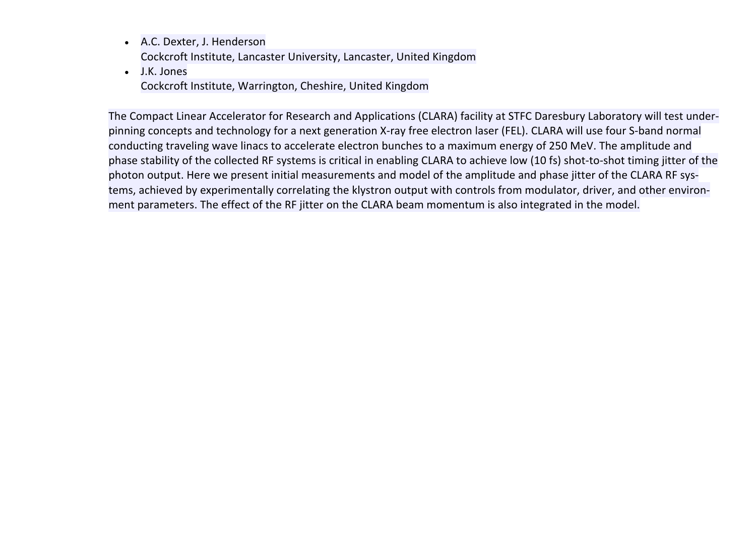- A.C. Dexter, J. Henderson
  Cockcroft Institute, Lancaster University, Lancaster, United Kingdom
- J.K. Jones
  Cockcroft Institute, Warrington, Cheshire, United Kingdom

The Compact Linear Accelerator for Research and Applications (CLARA) facility at STFC Daresbury Laboratory will test underpinning concepts and technology for a next generation X-ray free electron laser (FEL). CLARA will use four S-band normal conducting traveling wave linacs to accelerate electron bunches to a maximum energy of 250 MeV. The amplitude and phase stability of the collected RF systems is critical in enabling CLARA to achieve low (10 fs) shot-to-shot timing jitter of the photon output. Here we present initial measurements and model of the amplitude and phase jitter of the CLARA RF systems, achieved by experimentally correlating the klystron output with controls from modulator, driver, and other environment parameters. The effect of the RF jitter on the CLARA beam momentum is also integrated in the model.